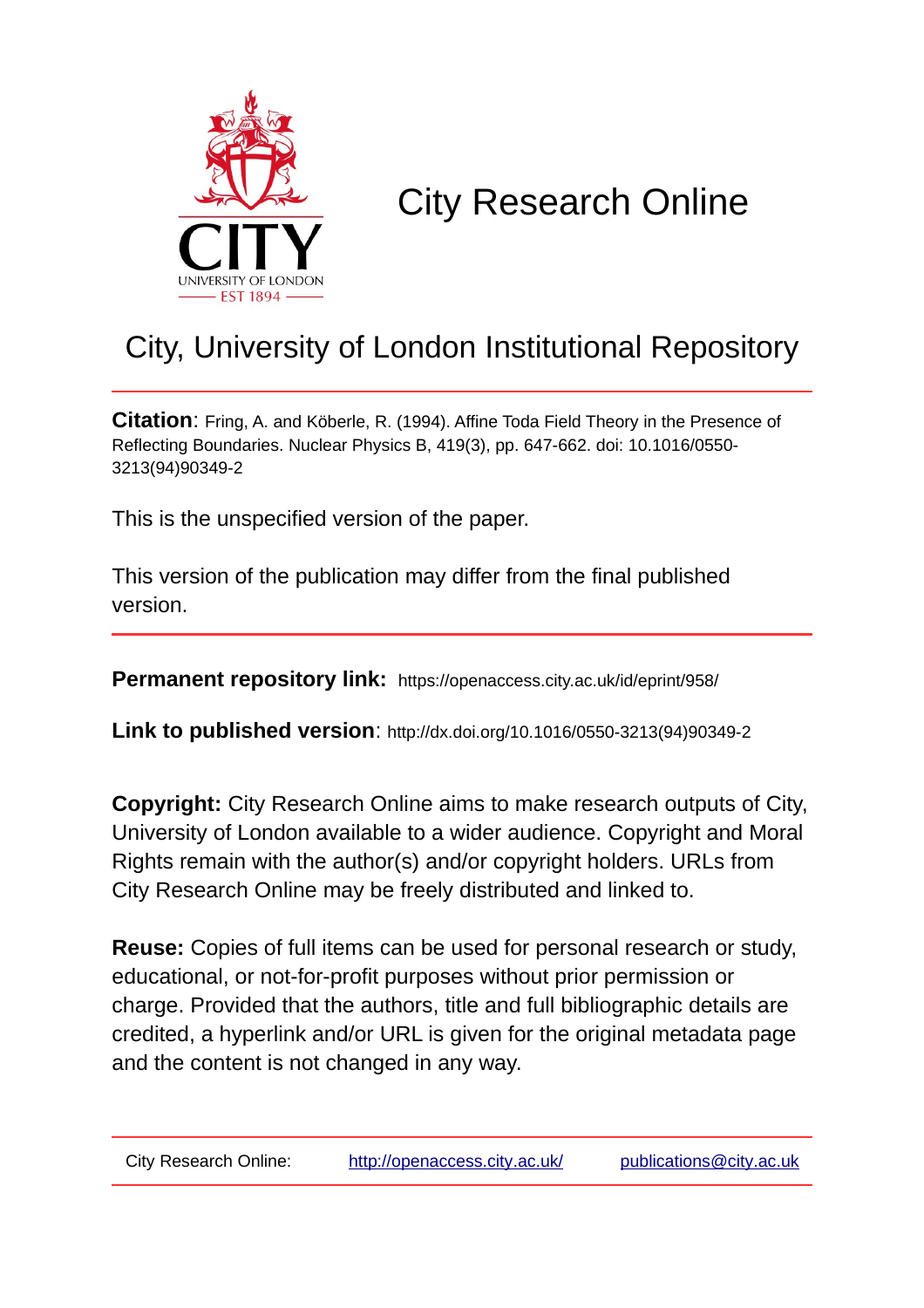# City Research Online

## City, University of London Institutional Repository

**Citation**: Fring, A. and Köberle, R. (1994). Affine Toda Field Theory in the Presence of Reflecting Boundaries. Nuclear Physics B, 419(3), pp. 647-662. doi: 10.1016/0550-3213(94)90349-2

This is the unspecified version of the paper.

This version of the publication may differ from the final published version.

**Permanent repository link:** https://openaccess.city.ac.uk/id/eprint/958/

**Link to published version**: http://dx.doi.org/10.1016/0550-3213(94)90349-2

**Copyright:** City Research Online aims to make research outputs of City, University of London available to a wider audience. Copyright and Moral Rights remain with the author(s) and/or copyright holders. URLs from City Research Online may be freely distributed and linked to.

**Reuse:** Copies of full items can be used for personal research or study, educational, or not-for-profit purposes without prior permission or charge. Provided that the authors, title and full bibliographic details are credited, a hyperlink and/or URL is given for the original metadata page and the content is not changed in any way.

City Research Online: http://openaccess.city.ac.uk/ publications@city.ac.uk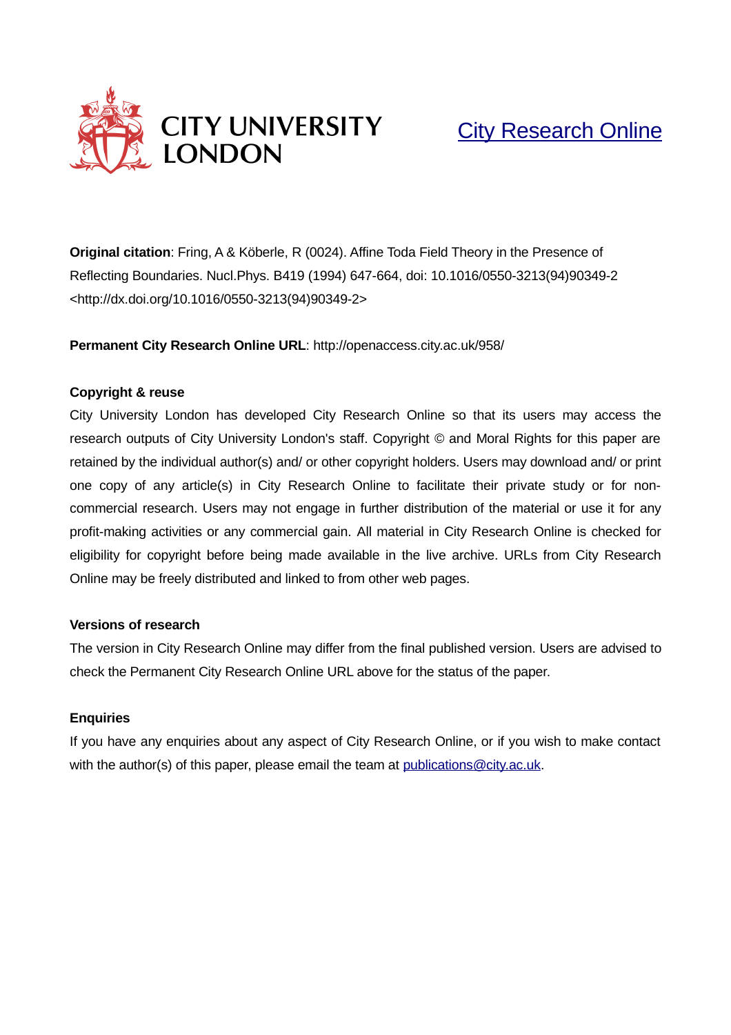CITY UNIVERSITY
LONDON

[City Research Online](http://openaccess.city.ac.uk/)

**Original citation**: Fring, A & Köberle, R (0024). Affine Toda Field Theory in the Presence of Reflecting Boundaries. Nucl.Phys. B419 (1994) 647-664, doi: 10.1016/0550-3213(94)90349-2 <http://dx.doi.org/10.1016/0550-3213(94)90349-2>

**Permanent City Research Online URL**: http://openaccess.city.ac.uk/958/

**Copyright & reuse**

City University London has developed City Research Online so that its users may access the research outputs of City University London's staff. Copyright © and Moral Rights for this paper are retained by the individual author(s) and/ or other copyright holders. Users may download and/ or print one copy of any article(s) in City Research Online to facilitate their private study or for non-commercial research. Users may not engage in further distribution of the material or use it for any profit-making activities or any commercial gain. All material in City Research Online is checked for eligibility for copyright before being made available in the live archive. URLs from City Research Online may be freely distributed and linked to from other web pages.

**Versions of research**

The version in City Research Online may differ from the final published version. Users are advised to check the Permanent City Research Online URL above for the status of the paper.

**Enquiries**

If you have any enquiries about any aspect of City Research Online, or if you wish to make contact with the author(s) of this paper, please email the team at publications@city.ac.uk.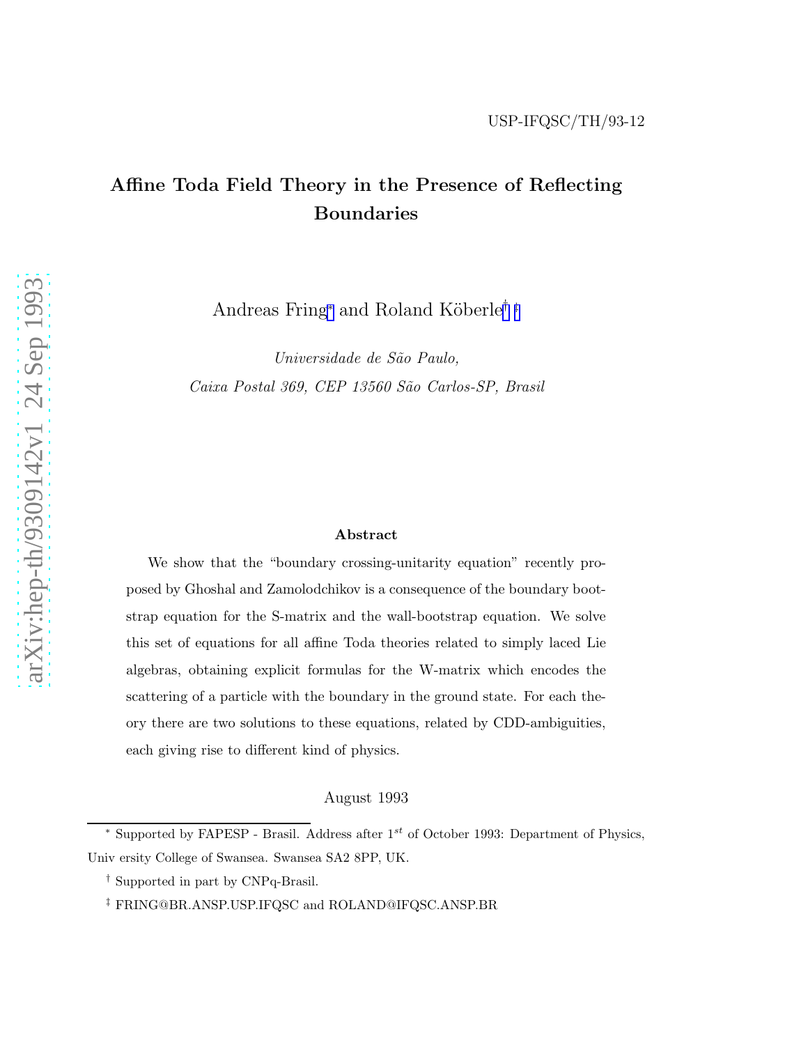USP-IFQSC/TH/93-12

# Affine Toda Field Theory in the Presence of Reflecting Boundaries

Andreas Fring* and Roland Köberle† ‡

*Universidade de São Paulo,*
*Caixa Postal 369, CEP 13560 São Carlos-SP, Brasil*

### Abstract

We show that the "boundary crossing-unitarity equation" recently proposed by Ghoshal and Zamolodchikov is a consequence of the boundary bootstrap equation for the S-matrix and the wall-bootstrap equation. We solve this set of equations for all affine Toda theories related to simply laced Lie algebras, obtaining explicit formulas for the W-matrix which encodes the scattering of a particle with the boundary in the ground state. For each theory there are two solutions to these equations, related by CDD-ambiguities, each giving rise to different kind of physics.

August 1993

---

* Supported by FAPESP - Brasil. Address after $1^{st}$ of October 1993: Department of Physics, Univ ersity College of Swansea. Swansea SA2 8PP, UK.

† Supported in part by CNPq-Brasil.

‡ FRING@BR.ANSP.USP.IFQSC and ROLAND@IFQSC.ANSP.BR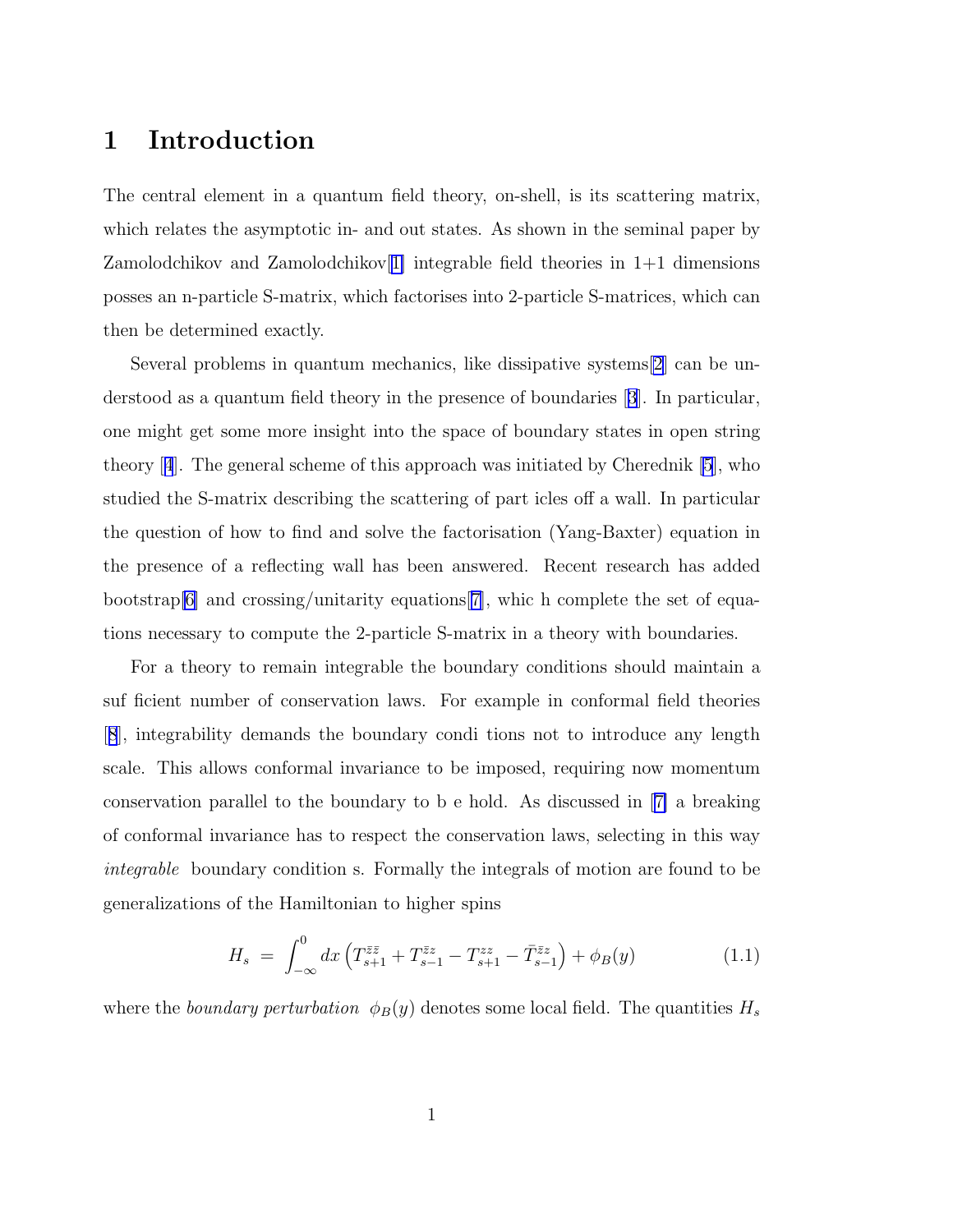# 1 Introduction

The central element in a quantum field theory, on-shell, is its scattering matrix, which relates the asymptotic in- and out states. As shown in the seminal paper by Zamolodchikov and Zamolodchikov[1] integrable field theories in 1+1 dimensions posses an n-particle S-matrix, which factorises into 2-particle S-matrices, which can then be determined exactly.

Several problems in quantum mechanics, like dissipative systems[2] can be understood as a quantum field theory in the presence of boundaries [3]. In particular, one might get some more insight into the space of boundary states in open string theory [4]. The general scheme of this approach was initiated by Cherednik [5], who studied the S-matrix describing the scattering of part icles off a wall. In particular the question of how to find and solve the factorisation (Yang-Baxter) equation in the presence of a reflecting wall has been answered. Recent research has added bootstrap[6] and crossing/unitarity equations[7], whic h complete the set of equations necessary to compute the 2-particle S-matrix in a theory with boundaries.

For a theory to remain integrable the boundary conditions should maintain a suf ficient number of conservation laws. For example in conformal field theories [8], integrability demands the boundary condi tions not to introduce any length scale. This allows conformal invariance to be imposed, requiring now momentum conservation parallel to the boundary to b e hold. As discussed in [7] a breaking of conformal invariance has to respect the conservation laws, selecting in this way *integrable* boundary condition s. Formally the integrals of motion are found to be generalizations of the Hamiltonian to higher spins

$$H_s \;=\; \int_{-\infty}^{0} dx \left( T^{\bar{z}\bar{z}}_{s+1} + T^{\bar{z}z}_{s-1} - T^{zz}_{s+1} - \bar{T}^{\bar{z}z}_{s-1} \right) + \phi_B(y) \tag{1.1}$$

where the *boundary perturbation* $\phi_B(y)$ denotes some local field. The quantities $H_s$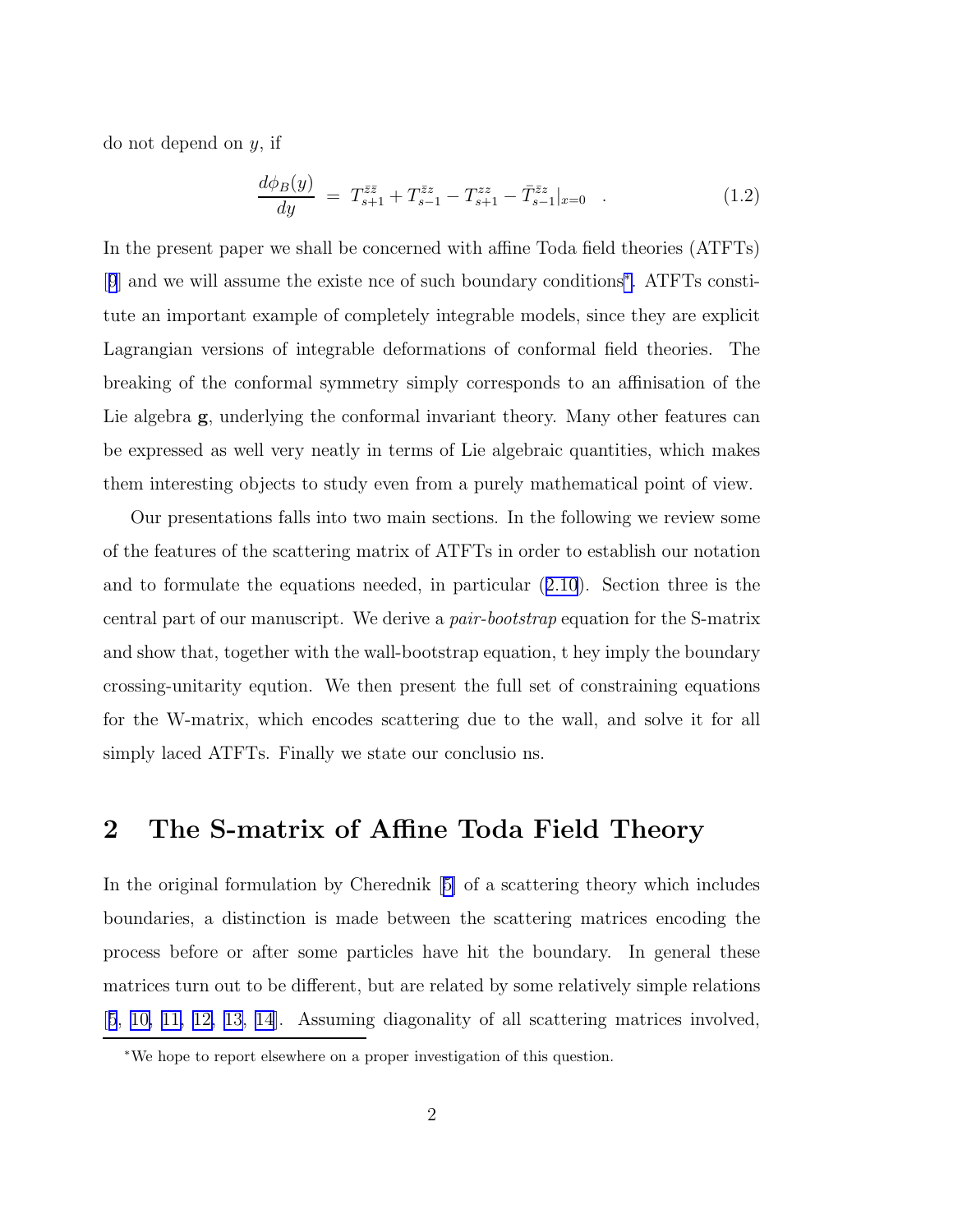do not depend on $y$, if

$$\frac{d\phi_B(y)}{dy} \;=\; T^{\bar{z}\bar{z}}_{s+1} + T^{\bar{z}z}_{s-1} - T^{zz}_{s+1} - \bar{T}^{\bar{z}z}_{s-1}|_{x=0} \quad . \tag{1.2}$$

In the present paper we shall be concerned with affine Toda field theories (ATFTs) [9] and we will assume the existe nce of such boundary conditions*. ATFTs constitute an important example of completely integrable models, since they are explicit Lagrangian versions of integrable deformations of conformal field theories. The breaking of the conformal symmetry simply corresponds to an affinisation of the Lie algebra **g**, underlying the conformal invariant theory. Many other features can be expressed as well very neatly in terms of Lie algebraic quantities, which makes them interesting objects to study even from a purely mathematical point of view.

Our presentations falls into two main sections. In the following we review some of the features of the scattering matrix of ATFTs in order to establish our notation and to formulate the equations needed, in particular (2.10). Section three is the central part of our manuscript. We derive a *pair-bootstrap* equation for the S-matrix and show that, together with the wall-bootstrap equation, t hey imply the boundary crossing-unitarity eqution. We then present the full set of constraining equations for the W-matrix, which encodes scattering due to the wall, and solve it for all simply laced ATFTs. Finally we state our conclusio ns.

## 2 The S-matrix of Affine Toda Field Theory

In the original formulation by Cherednik [5] of a scattering theory which includes boundaries, a distinction is made between the scattering matrices encoding the process before or after some particles have hit the boundary. In general these matrices turn out to be different, but are related by some relatively simple relations [5, 10, 11, 12, 13, 14]. Assuming diagonality of all scattering matrices involved,

*We hope to report elsewhere on a proper investigation of this question.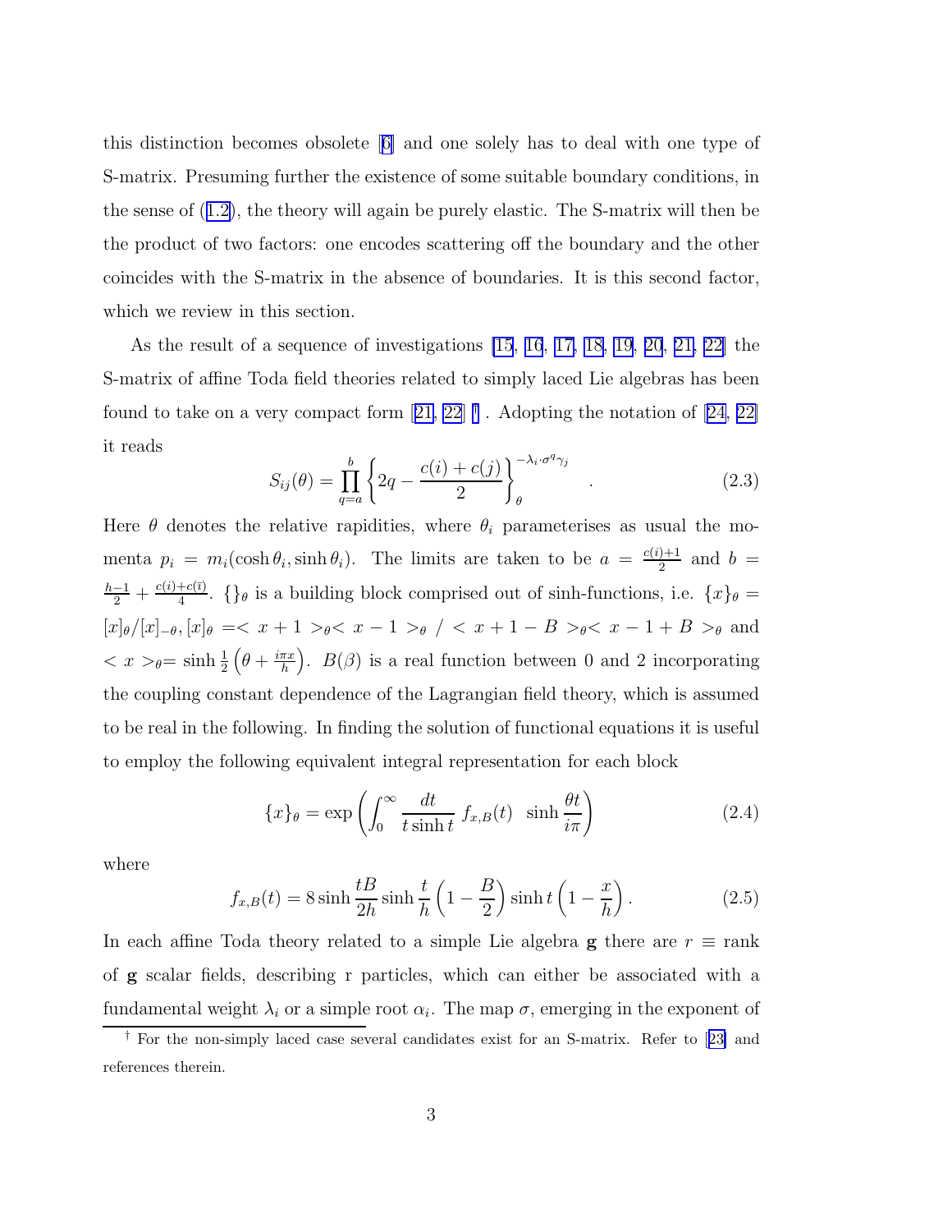this distinction becomes obsolete [6] and one solely has to deal with one type of S-matrix. Presuming further the existence of some suitable boundary conditions, in the sense of (1.2), the theory will again be purely elastic. The S-matrix will then be the product of two factors: one encodes scattering off the boundary and the other coincides with the S-matrix in the absence of boundaries. It is this second factor, which we review in this section.

As the result of a sequence of investigations [15, 16, 17, 18, 19, 20, 21, 22] the S-matrix of affine Toda field theories related to simply laced Lie algebras has been found to take on a very compact form [21, 22] [†]. Adopting the notation of [24, 22] it reads

$$S_{ij}(\theta) = \prod_{q=a}^{b} \left\{ 2q - \frac{c(i)+c(j)}{2} \right\}_{\theta}^{-\lambda_i \cdot \sigma^q \gamma_j} \quad . \tag{2.3}$$

Here $\theta$ denotes the relative rapidities, where $\theta_i$ parameterises as usual the momenta $p_i = m_i(\cosh\theta_i, \sinh\theta_i)$. The limits are taken to be $a = \frac{c(i)+1}{2}$ and $b = \frac{h-1}{2} + \frac{c(i)+c(\bar{\imath})}{4}$. $\{\}_\theta$ is a building block comprised out of sinh-functions, i.e. $\{x\}_\theta = [x]_\theta / [x]_{-\theta}, [x]_\theta = < x+1 >_\theta < x-1 >_\theta \, / \, < x+1-B >_\theta < x-1+B >_\theta$ and $< x >_\theta = \sinh\frac{1}{2}\left(\theta + \frac{i\pi x}{h}\right)$. $B(\beta)$ is a real function between 0 and 2 incorporating the coupling constant dependence of the Lagrangian field theory, which is assumed to be real in the following. In finding the solution of functional equations it is useful to employ the following equivalent integral representation for each block

$$\{x\}_\theta = \exp\left( \int_0^\infty \frac{dt}{t \sinh t} \, f_{x,B}(t) \ \ \sinh\frac{\theta t}{i\pi} \right) \tag{2.4}$$

where

$$f_{x,B}(t) = 8 \sinh\frac{tB}{2h} \sinh\frac{t}{h}\left(1 - \frac{B}{2}\right) \sinh t \left(1 - \frac{x}{h}\right). \tag{2.5}$$

In each affine Toda theory related to a simple Lie algebra $\mathbf{g}$ there are $r \equiv$ rank of $\mathbf{g}$ scalar fields, describing r particles, which can either be associated with a fundamental weight $\lambda_i$ or a simple root $\alpha_i$. The map $\sigma$, emerging in the exponent of

[†] For the non-simply laced case several candidates exist for an S-matrix. Refer to [23] and references therein.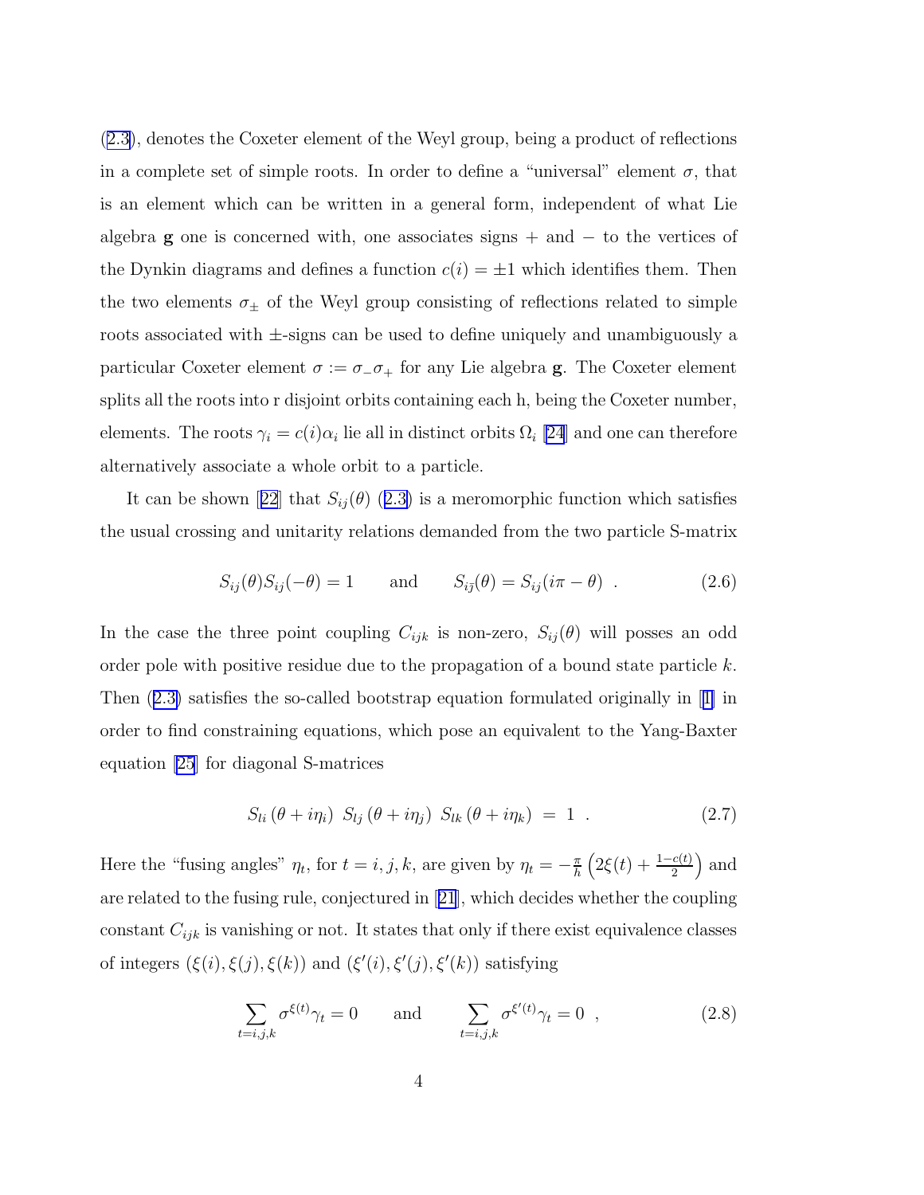(2.3), denotes the Coxeter element of the Weyl group, being a product of reflections in a complete set of simple roots. In order to define a "universal" element $\sigma$, that is an element which can be written in a general form, independent of what Lie algebra $\mathbf{g}$ one is concerned with, one associates signs + and − to the vertices of the Dynkin diagrams and defines a function $c(i) = \pm 1$ which identifies them. Then the two elements $\sigma_\pm$ of the Weyl group consisting of reflections related to simple roots associated with $\pm$-signs can be used to define uniquely and unambiguously a particular Coxeter element $\sigma := \sigma_- \sigma_+$ for any Lie algebra $\mathbf{g}$. The Coxeter element splits all the roots into r disjoint orbits containing each h, being the Coxeter number, elements. The roots $\gamma_i = c(i)\alpha_i$ lie all in distinct orbits $\Omega_i$ [24] and one can therefore alternatively associate a whole orbit to a particle.

It can be shown [22] that $S_{ij}(\theta)$ (2.3) is a meromorphic function which satisfies the usual crossing and unitarity relations demanded from the two particle S-matrix

$$S_{ij}(\theta) S_{ij}(-\theta) = 1 \qquad \text{and} \qquad S_{i\bar{j}}(\theta) = S_{ij}(i\pi - \theta) \ . \tag{2.6}$$

In the case the three point coupling $C_{ijk}$ is non-zero, $S_{ij}(\theta)$ will posses an odd order pole with positive residue due to the propagation of a bound state particle $k$. Then (2.3) satisfies the so-called bootstrap equation formulated originally in [1] in order to find constraining equations, which pose an equivalent to the Yang-Baxter equation [25] for diagonal S-matrices

$$S_{li}(\theta + i\eta_i) \ S_{lj}(\theta + i\eta_j) \ S_{lk}(\theta + i\eta_k) \ = \ 1 \ . \tag{2.7}$$

Here the "fusing angles" $\eta_t$, for $t = i, j, k$, are given by $\eta_t = -\frac{\pi}{h}\left(2\xi(t) + \frac{1-c(t)}{2}\right)$ and are related to the fusing rule, conjectured in [21], which decides whether the coupling constant $C_{ijk}$ is vanishing or not. It states that only if there exist equivalence classes of integers $(\xi(i), \xi(j), \xi(k))$ and $(\xi'(i), \xi'(j), \xi'(k))$ satisfying

$$\sum_{t=i,j,k} \sigma^{\xi(t)} \gamma_t = 0 \qquad \text{and} \qquad \sum_{t=i,j,k} \sigma^{\xi'(t)} \gamma_t = 0 \ , \tag{2.8}$$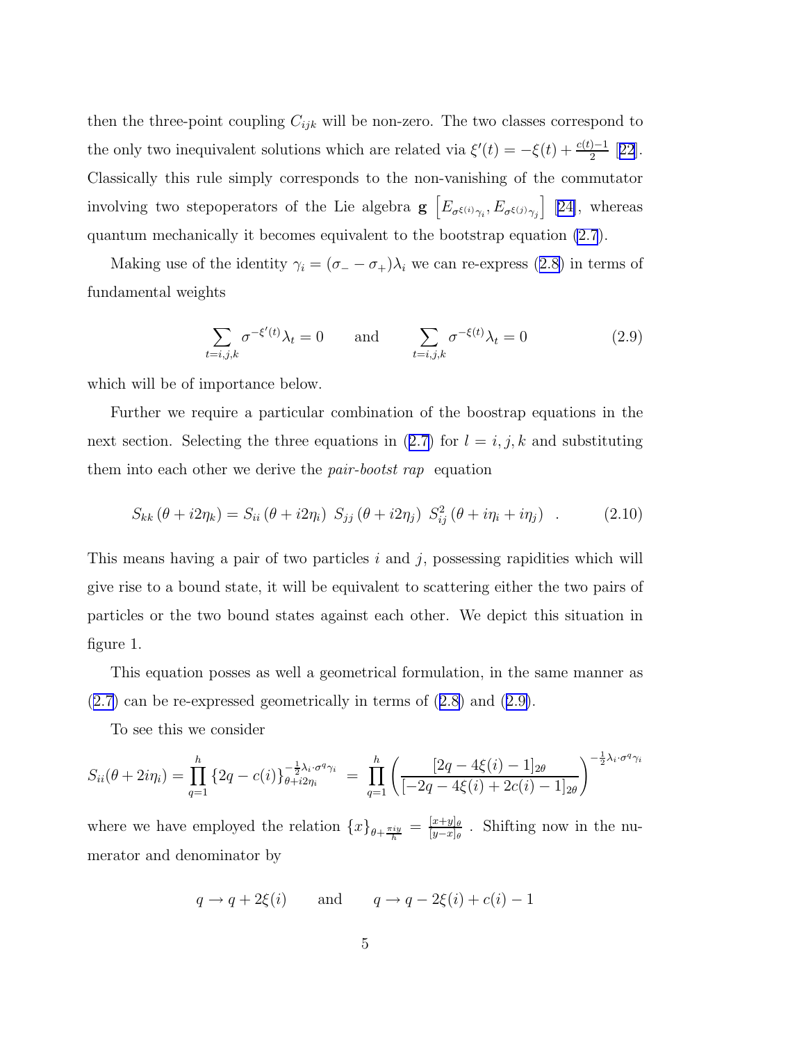then the three-point coupling $C_{ijk}$ will be non-zero. The two classes correspond to the only two inequivalent solutions which are related via $\xi'(t) = -\xi(t) + \frac{c(t)-1}{2}$ [22]. Classically this rule simply corresponds to the non-vanishing of the commutator involving two stepoperators of the Lie algebra $\mathbf{g}$ $\left[E_{\sigma^{\xi(i)}\gamma_i}, E_{\sigma^{\xi(j)}\gamma_j}\right]$ [24], whereas quantum mechanically it becomes equivalent to the bootstrap equation (2.7).

Making use of the identity $\gamma_i = (\sigma_- - \sigma_+)\lambda_i$ we can re-express (2.8) in terms of fundamental weights

$$\sum_{t=i,j,k} \sigma^{-\xi'(t)}\lambda_t = 0 \qquad \text{and} \qquad \sum_{t=i,j,k} \sigma^{-\xi(t)}\lambda_t = 0 \tag{2.9}$$

which will be of importance below.

Further we require a particular combination of the boostrap equations in the next section. Selecting the three equations in (2.7) for $l = i, j, k$ and substituting them into each other we derive the *pair-bootst rap* equation

$$S_{kk}\left(\theta + i2\eta_k\right) = S_{ii}\left(\theta + i2\eta_i\right)\ S_{jj}\left(\theta + i2\eta_j\right)\ S_{ij}^2\left(\theta + i\eta_i + i\eta_j\right) \quad . \tag{2.10}$$

This means having a pair of two particles $i$ and $j$, possessing rapidities which will give rise to a bound state, it will be equivalent to scattering either the two pairs of particles or the two bound states against each other. We depict this situation in figure 1.

This equation posses as well a geometrical formulation, in the same manner as (2.7) can be re-expressed geometrically in terms of (2.8) and (2.9).

To see this we consider

$$S_{ii}(\theta + 2i\eta_i) = \prod_{q=1}^{h} \{2q - c(i)\}_{\theta + i2\eta_i}^{-\frac{1}{2}\lambda_i\cdot\sigma^q\gamma_i} \;=\; \prod_{q=1}^{h} \left( \frac{[2q - 4\xi(i) - 1]_{2\theta}}{[-2q - 4\xi(i) + 2c(i) - 1]_{2\theta}} \right)^{-\frac{1}{2}\lambda_i\cdot\sigma^q\gamma_i}$$

where we have employed the relation $\{x\}_{\theta + \frac{\pi i y}{h}} = \frac{[x+y]_\theta}{[y-x]_\theta}$ . Shifting now in the numerator and denominator by

$$q \to q + 2\xi(i) \qquad \text{and} \qquad q \to q - 2\xi(i) + c(i) - 1$$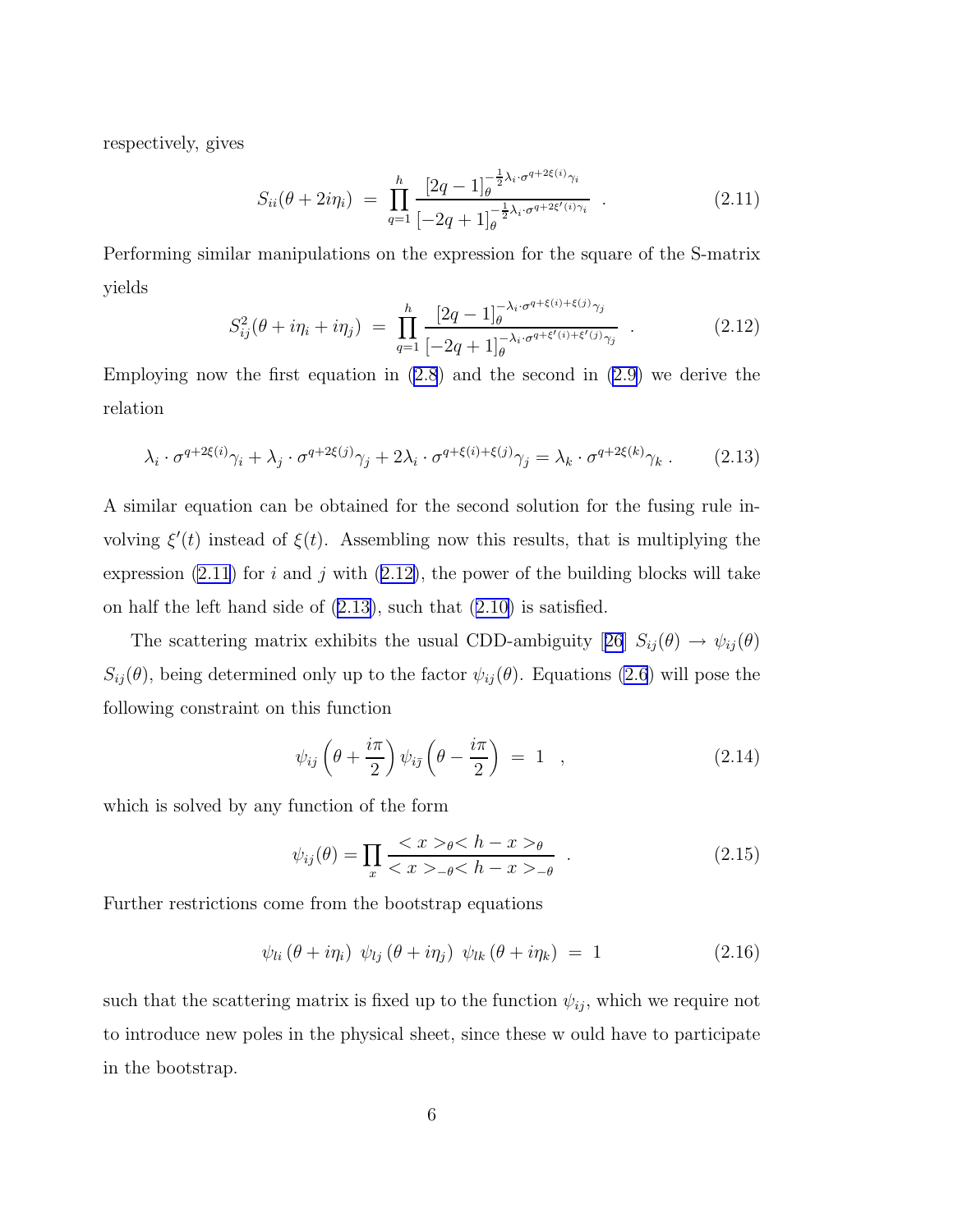respectively, gives

$$S_{ii}(\theta + 2i\eta_i) \;=\; \prod_{q=1}^{h} \frac{[2q-1]_\theta^{-\frac{1}{2}\lambda_i \cdot \sigma^{q+2\xi(i)}\gamma_i}}{[-2q+1]_\theta^{-\frac{1}{2}\lambda_i \cdot \sigma^{q+2\xi'(i)}\gamma_i}} \quad . \tag{2.11}$$

Performing similar manipulations on the expression for the square of the S-matrix yields

$$S_{ij}^2(\theta + i\eta_i + i\eta_j) \;=\; \prod_{q=1}^{h} \frac{[2q-1]_\theta^{-\lambda_i \cdot \sigma^{q+\xi(i)+\xi(j)}\gamma_j}}{[-2q+1]_\theta^{-\lambda_i \cdot \sigma^{q+\xi'(i)+\xi'(j)}\gamma_j}} \quad . \tag{2.12}$$

Employing now the first equation in (2.8) and the second in (2.9) we derive the relation

$$\lambda_i \cdot \sigma^{q+2\xi(i)}\gamma_i + \lambda_j \cdot \sigma^{q+2\xi(j)}\gamma_j + 2\lambda_i \cdot \sigma^{q+\xi(i)+\xi(j)}\gamma_j = \lambda_k \cdot \sigma^{q+2\xi(k)}\gamma_k \, . \tag{2.13}$$

A similar equation can be obtained for the second solution for the fusing rule involving $\xi'(t)$ instead of $\xi(t)$. Assembling now this results, that is multiplying the expression (2.11) for $i$ and $j$ with (2.12), the power of the building blocks will take on half the left hand side of (2.13), such that (2.10) is satisfied.

The scattering matrix exhibits the usual CDD-ambiguity [26] $S_{ij}(\theta) \to \psi_{ij}(\theta)$ $S_{ij}(\theta)$, being determined only up to the factor $\psi_{ij}(\theta)$. Equations (2.6) will pose the following constraint on this function

$$\psi_{ij}\left(\theta + \frac{i\pi}{2}\right)\psi_{i\bar{j}}\left(\theta - \frac{i\pi}{2}\right) \;=\; 1 \quad , \tag{2.14}$$

which is solved by any function of the form

$$\psi_{ij}(\theta) = \prod_x \frac{<x>_\theta <h-x>_\theta}{<x>_{-\theta} <h-x>_{-\theta}} \quad . \tag{2.15}$$

Further restrictions come from the bootstrap equations

$$\psi_{li}\left(\theta + i\eta_i\right)\;\psi_{lj}\left(\theta + i\eta_j\right)\;\psi_{lk}\left(\theta + i\eta_k\right) \;=\; 1 \tag{2.16}$$

such that the scattering matrix is fixed up to the function $\psi_{ij}$, which we require not to introduce new poles in the physical sheet, since these w ould have to participate in the bootstrap.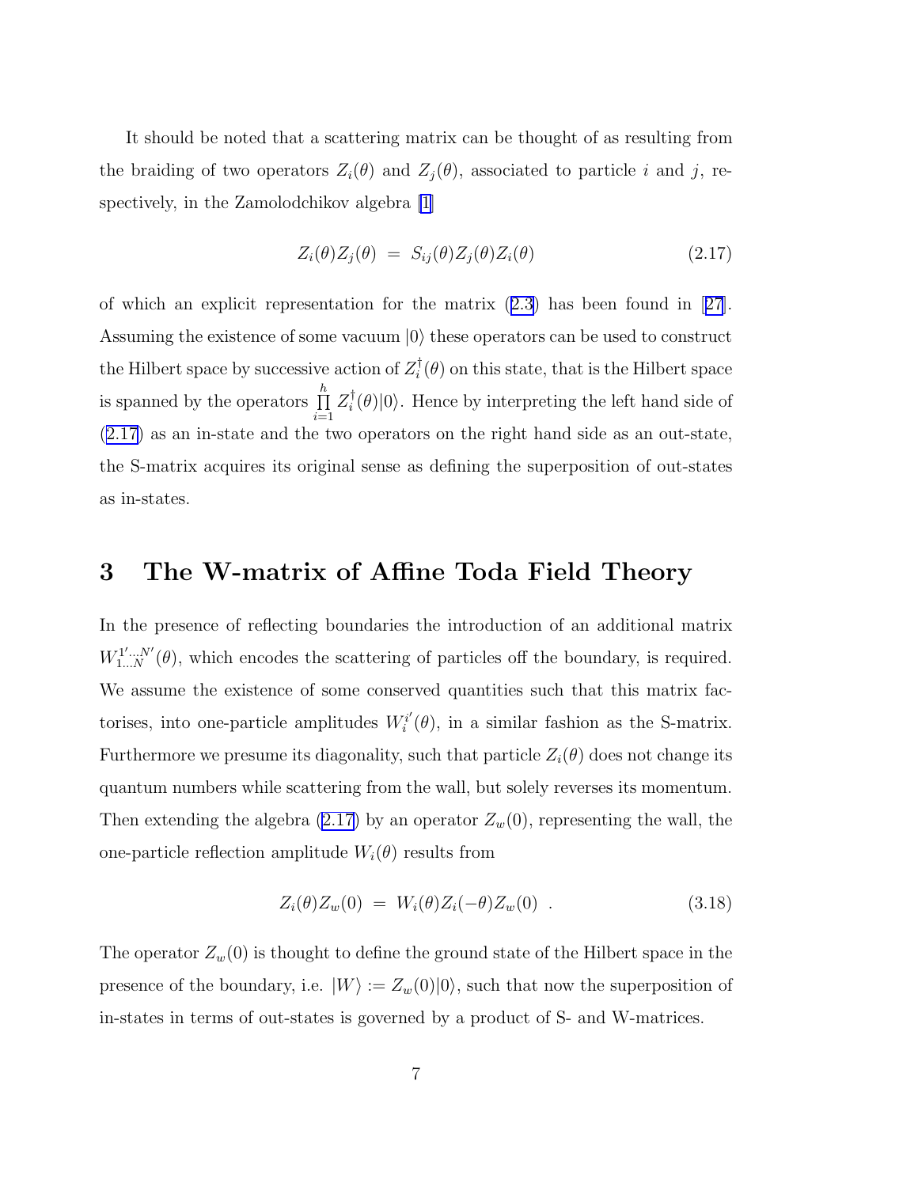It should be noted that a scattering matrix can be thought of as resulting from the braiding of two operators $Z_i(\theta)$ and $Z_j(\theta)$, associated to particle $i$ and $j$, respectively, in the Zamolodchikov algebra [1]

$$Z_i(\theta) Z_j(\theta) \;=\; S_{ij}(\theta) Z_j(\theta) Z_i(\theta) \tag{2.17}$$

of which an explicit representation for the matrix (2.3) has been found in [27]. Assuming the existence of some vacuum $|0\rangle$ these operators can be used to construct the Hilbert space by successive action of $Z_i^\dagger(\theta)$ on this state, that is the Hilbert space is spanned by the operators $\prod_{i=1}^{h} Z_i^\dagger(\theta)|0\rangle$. Hence by interpreting the left hand side of (2.17) as an in-state and the two operators on the right hand side as an out-state, the S-matrix acquires its original sense as defining the superposition of out-states as in-states.

# 3 The W-matrix of Affine Toda Field Theory

In the presence of reflecting boundaries the introduction of an additional matrix $W_{1\ldots N}^{1'\ldots N'}(\theta)$, which encodes the scattering of particles off the boundary, is required. We assume the existence of some conserved quantities such that this matrix factorises, into one-particle amplitudes $W_i^{i'}(\theta)$, in a similar fashion as the S-matrix. Furthermore we presume its diagonality, such that particle $Z_i(\theta)$ does not change its quantum numbers while scattering from the wall, but solely reverses its momentum. Then extending the algebra (2.17) by an operator $Z_w(0)$, representing the wall, the one-particle reflection amplitude $W_i(\theta)$ results from

$$Z_i(\theta) Z_w(0) \;=\; W_i(\theta) Z_i(-\theta) Z_w(0) \;\; . \tag{3.18}$$

The operator $Z_w(0)$ is thought to define the ground state of the Hilbert space in the presence of the boundary, i.e. $|W\rangle := Z_w(0)|0\rangle$, such that now the superposition of in-states in terms of out-states is governed by a product of S- and W-matrices.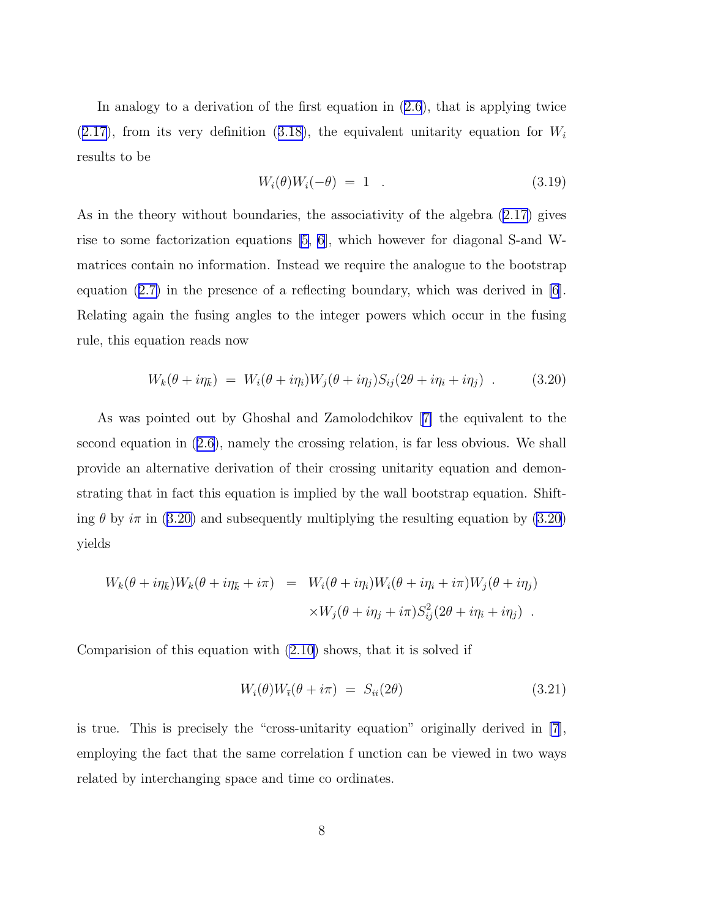In analogy to a derivation of the first equation in (2.6), that is applying twice (2.17), from its very definition (3.18), the equivalent unitarity equation for $W_i$ results to be

$$W_i(\theta)W_i(-\theta) \;=\; 1 \quad . \tag{3.19}$$

As in the theory without boundaries, the associativity of the algebra (2.17) gives rise to some factorization equations [5, 6], which however for diagonal S-and W-matrices contain no information. Instead we require the analogue to the bootstrap equation (2.7) in the presence of a reflecting boundary, which was derived in [6]. Relating again the fusing angles to the integer powers which occur in the fusing rule, this equation reads now

$$W_k(\theta + i\eta_{\bar{k}}) \;=\; W_i(\theta + i\eta_i)W_j(\theta + i\eta_j)S_{ij}(2\theta + i\eta_i + i\eta_j) \;\; . \tag{3.20}$$

As was pointed out by Ghoshal and Zamolodchikov [7] the equivalent to the second equation in (2.6), namely the crossing relation, is far less obvious. We shall provide an alternative derivation of their crossing unitarity equation and demonstrating that in fact this equation is implied by the wall bootstrap equation. Shifting $\theta$ by $i\pi$ in (3.20) and subsequently multiplying the resulting equation by (3.20) yields

$$\begin{aligned} W_k(\theta + i\eta_{\bar{k}})W_k(\theta + i\eta_{\bar{k}} + i\pi) \;&=\; W_i(\theta + i\eta_i)W_i(\theta + i\eta_i + i\pi)W_j(\theta + i\eta_j) \\ &\quad \times W_j(\theta + i\eta_j + i\pi)S_{ij}^2(2\theta + i\eta_i + i\eta_j) \;\; . \end{aligned}$$

Comparision of this equation with (2.10) shows, that it is solved if

$$W_i(\theta)W_{\bar{\imath}}(\theta + i\pi) \;=\; S_{ii}(2\theta) \tag{3.21}$$

is true. This is precisely the "cross-unitarity equation" originally derived in [7], employing the fact that the same correlation f unction can be viewed in two ways related by interchanging space and time co ordinates.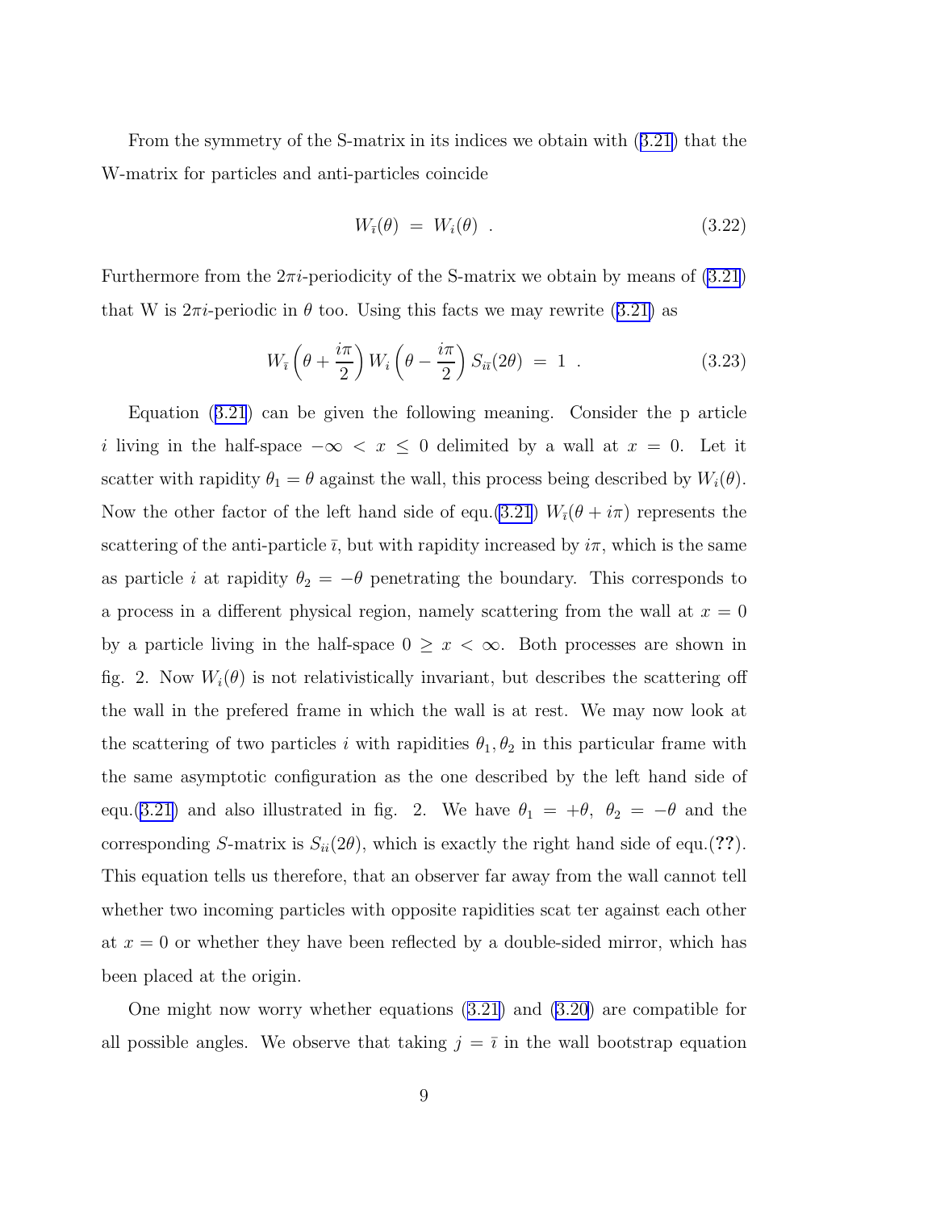From the symmetry of the S-matrix in its indices we obtain with (3.21) that the W-matrix for particles and anti-particles coincide

$$W_{\bar{\imath}}(\theta) \;=\; W_i(\theta) \;\; . \tag{3.22}$$

Furthermore from the $2\pi i$-periodicity of the S-matrix we obtain by means of (3.21) that W is $2\pi i$-periodic in $\theta$ too. Using this facts we may rewrite (3.21) as

$$W_{\bar{\imath}}\left(\theta + \frac{i\pi}{2}\right) W_i\left(\theta - \frac{i\pi}{2}\right) S_{i\bar{\imath}}(2\theta) \;=\; 1 \;\; . \tag{3.23}$$

Equation (3.21) can be given the following meaning. Consider the p article $i$ living in the half-space $-\infty < x \leq 0$ delimited by a wall at $x = 0$. Let it scatter with rapidity $\theta_1 = \theta$ against the wall, this process being described by $W_i(\theta)$. Now the other factor of the left hand side of equ.(3.21) $W_{\bar{\imath}}(\theta + i\pi)$ represents the scattering of the anti-particle $\bar{\imath}$, but with rapidity increased by $i\pi$, which is the same as particle $i$ at rapidity $\theta_2 = -\theta$ penetrating the boundary. This corresponds to a process in a different physical region, namely scattering from the wall at $x = 0$ by a particle living in the half-space $0 \geq x < \infty$. Both processes are shown in fig. 2. Now $W_i(\theta)$ is not relativistically invariant, but describes the scattering off the wall in the prefered frame in which the wall is at rest. We may now look at the scattering of two particles $i$ with rapidities $\theta_1, \theta_2$ in this particular frame with the same asymptotic configuration as the one described by the left hand side of equ.(3.21) and also illustrated in fig. 2. We have $\theta_1 = +\theta,\; \theta_2 = -\theta$ and the corresponding $S$-matrix is $S_{ii}(2\theta)$, which is exactly the right hand side of equ.(**??**). This equation tells us therefore, that an observer far away from the wall cannot tell whether two incoming particles with opposite rapidities scat ter against each other at $x = 0$ or whether they have been reflected by a double-sided mirror, which has been placed at the origin.

One might now worry whether equations (3.21) and (3.20) are compatible for all possible angles. We observe that taking $j = \bar{\imath}$ in the wall bootstrap equation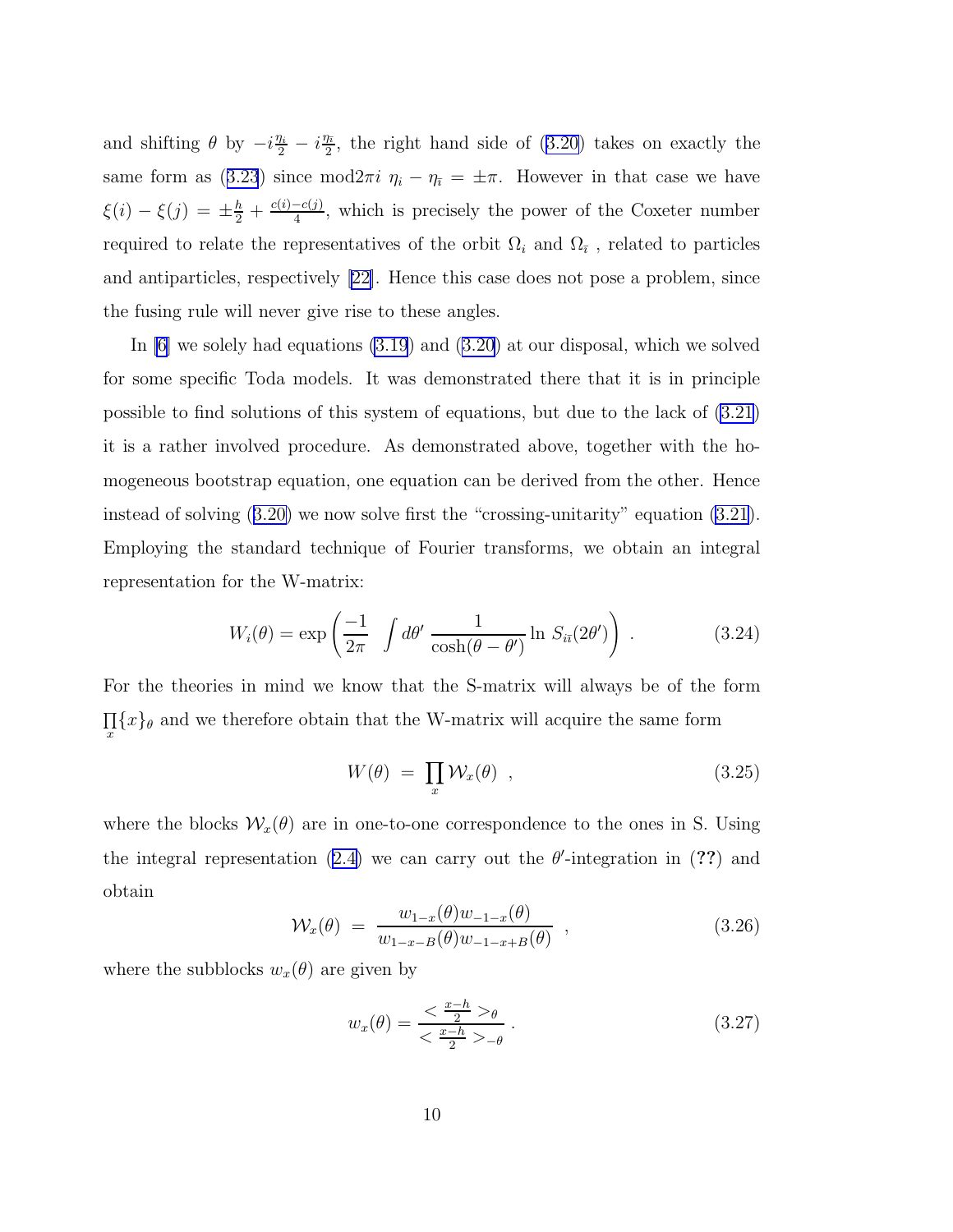and shifting $\theta$ by $-i\frac{\eta_i}{2} - i\frac{\eta_{\bar{\imath}}}{2}$, the right hand side of (3.20) takes on exactly the same form as (3.23) since mod$2\pi i$ $\eta_i - \eta_{\bar{\imath}} = \pm\pi$. However in that case we have $\xi(i) - \xi(j) = \pm\frac{h}{2} + \frac{c(i)-c(j)}{4}$, which is precisely the power of the Coxeter number required to relate the representatives of the orbit $\Omega_i$ and $\Omega_{\bar{\imath}}$ , related to particles and antiparticles, respectively [22]. Hence this case does not pose a problem, since the fusing rule will never give rise to these angles.

In [6] we solely had equations (3.19) and (3.20) at our disposal, which we solved for some specific Toda models. It was demonstrated there that it is in principle possible to find solutions of this system of equations, but due to the lack of (3.21) it is a rather involved procedure. As demonstrated above, together with the homogeneous bootstrap equation, one equation can be derived from the other. Hence instead of solving (3.20) we now solve first the "crossing-unitarity" equation (3.21). Employing the standard technique of Fourier transforms, we obtain an integral representation for the W-matrix:

$$W_i(\theta) = \exp\left(\frac{-1}{2\pi} \int d\theta' \, \frac{1}{\cosh(\theta - \theta')} \ln \, S_{i\bar{\imath}}(2\theta')\right) \, . \tag{3.24}$$

For the theories in mind we know that the S-matrix will always be of the form $\prod_x \{x\}_\theta$ and we therefore obtain that the W-matrix will acquire the same form

$$W(\theta) \; = \; \prod_x \mathcal{W}_x(\theta) \;\; , \tag{3.25}$$

where the blocks $\mathcal{W}_x(\theta)$ are in one-to-one correspondence to the ones in S. Using the integral representation (2.4) we can carry out the $\theta'$-integration in (**??**) and obtain

$$\mathcal{W}_x(\theta) \;\; = \;\; \frac{w_{1-x}(\theta) w_{-1-x}(\theta)}{w_{1-x-B}(\theta) w_{-1-x+B}(\theta)} \;\; , \tag{3.26}$$

where the subblocks $w_x(\theta)$ are given by

$$w_x(\theta) = \frac{< \frac{x-h}{2} >_\theta}{< \frac{x-h}{2} >_{-\theta}} \, . \tag{3.27}$$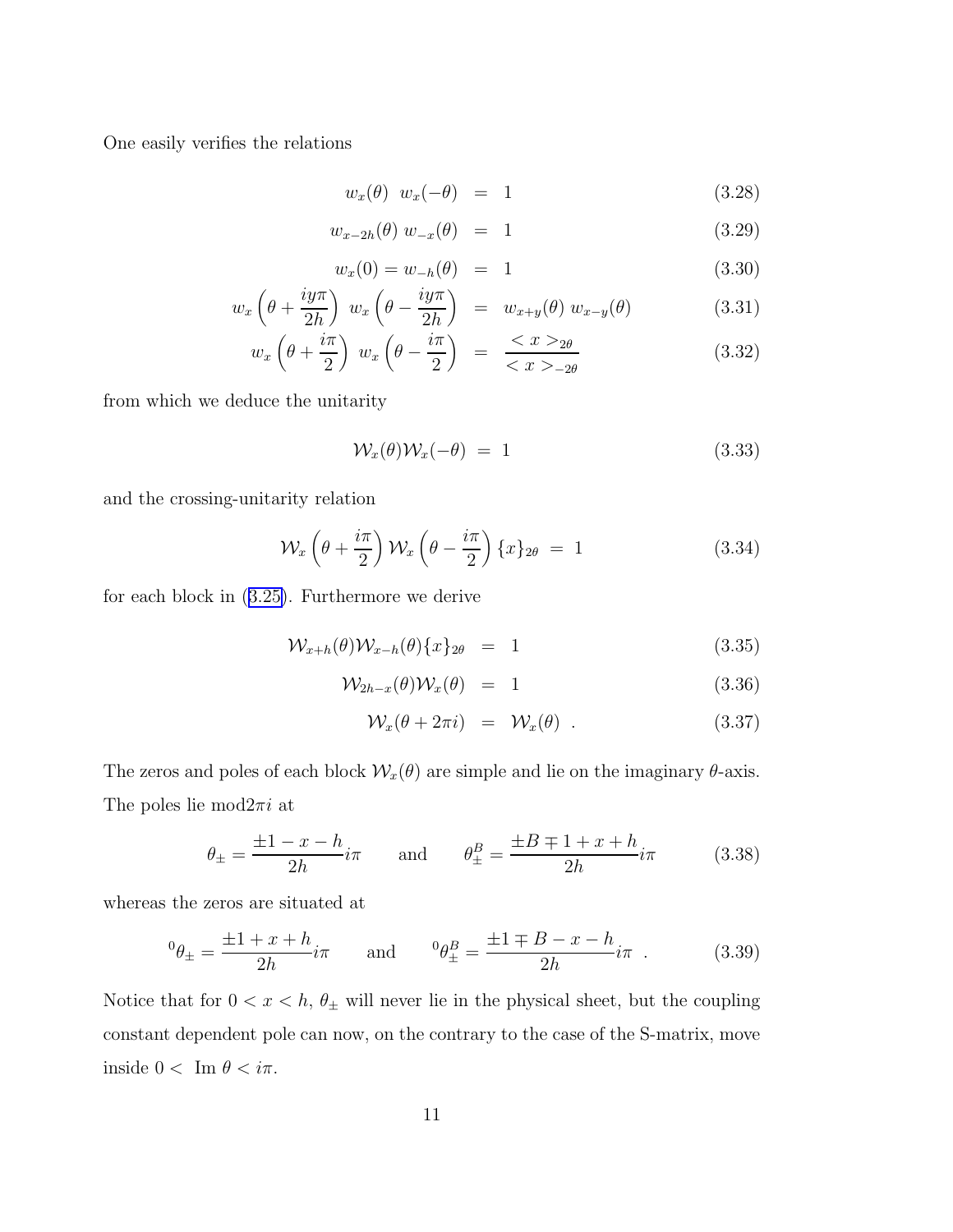One easily verifies the relations

$$w_x(\theta)\;\; w_x(-\theta) \;=\; 1 \tag{3.28}$$

$$w_{x-2h}(\theta)\; w_{-x}(\theta) \;=\; 1 \tag{3.29}$$

$$w_x(0) = w_{-h}(\theta) \;=\; 1 \tag{3.30}$$

$$w_x\left(\theta + \frac{iy\pi}{2h}\right)\; w_x\left(\theta - \frac{iy\pi}{2h}\right) \;=\; w_{x+y}(\theta)\; w_{x-y}(\theta) \tag{3.31}$$

$$w_x\left(\theta + \frac{i\pi}{2}\right)\; w_x\left(\theta - \frac{i\pi}{2}\right) \;=\; \frac{< x >_{2\theta}}{< x >_{-2\theta}} \tag{3.32}$$

from which we deduce the unitarity

$$\mathcal{W}_x(\theta)\mathcal{W}_x(-\theta) \;=\; 1 \tag{3.33}$$

and the crossing-unitarity relation

$$\mathcal{W}_x\left(\theta + \frac{i\pi}{2}\right)\mathcal{W}_x\left(\theta - \frac{i\pi}{2}\right)\{x\}_{2\theta} \;=\; 1 \tag{3.34}$$

for each block in (3.25). Furthermore we derive

$$\mathcal{W}_{x+h}(\theta)\mathcal{W}_{x-h}(\theta)\{x\}_{2\theta} \;=\; 1 \tag{3.35}$$

$$\mathcal{W}_{2h-x}(\theta)\mathcal{W}_x(\theta) \;=\; 1 \tag{3.36}$$

$$\mathcal{W}_x(\theta + 2\pi i) \;=\; \mathcal{W}_x(\theta)\;\; . \tag{3.37}$$

The zeros and poles of each block $\mathcal{W}_x(\theta)$ are simple and lie on the imaginary $\theta$-axis. The poles lie mod$2\pi i$ at

$$\theta_\pm = \frac{\pm 1 - x - h}{2h} i\pi \qquad \text{and} \qquad \theta_\pm^B = \frac{\pm B \mp 1 + x + h}{2h} i\pi \tag{3.38}$$

whereas the zeros are situated at

$${}^0\theta_\pm = \frac{\pm 1 + x + h}{2h} i\pi \qquad \text{and} \qquad {}^0\theta_\pm^B = \frac{\pm 1 \mp B - x - h}{2h} i\pi\;\; . \tag{3.39}$$

Notice that for $0 < x < h$, $\theta_\pm$ will never lie in the physical sheet, but the coupling constant dependent pole can now, on the contrary to the case of the S-matrix, move inside $0 <\;$ Im $\theta < i\pi$.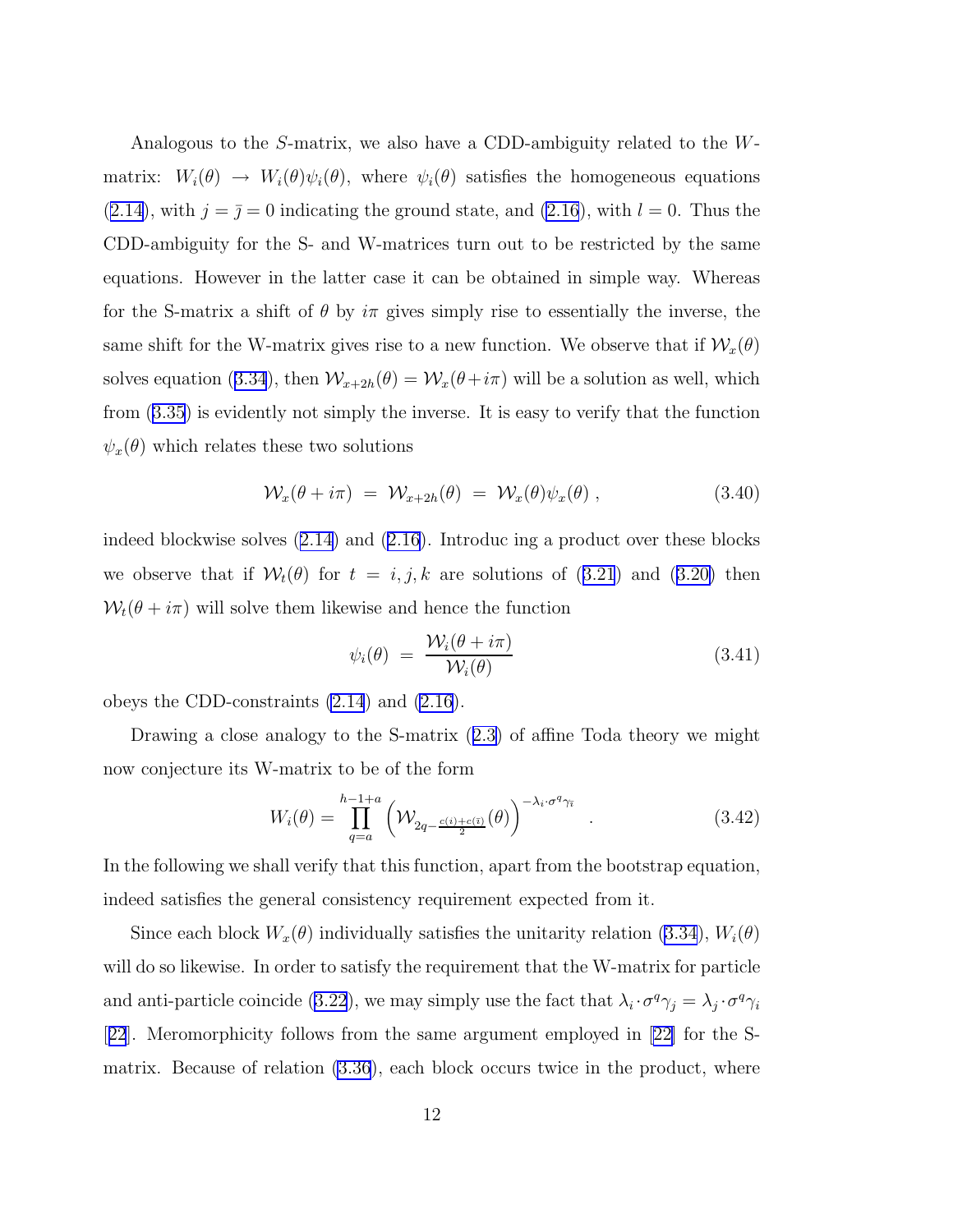Analogous to the $S$-matrix, we also have a CDD-ambiguity related to the $W$-matrix: $W_i(\theta) \rightarrow W_i(\theta)\psi_i(\theta)$, where $\psi_i(\theta)$ satisfies the homogeneous equations (2.14), with $j = \bar{j} = 0$ indicating the ground state, and (2.16), with $l = 0$. Thus the CDD-ambiguity for the S- and W-matrices turn out to be restricted by the same equations. However in the latter case it can be obtained in simple way. Whereas for the S-matrix a shift of $\theta$ by $i\pi$ gives simply rise to essentially the inverse, the same shift for the W-matrix gives rise to a new function. We observe that if $\mathcal{W}_x(\theta)$ solves equation (3.34), then $\mathcal{W}_{x+2h}(\theta) = \mathcal{W}_x(\theta + i\pi)$ will be a solution as well, which from (3.35) is evidently not simply the inverse. It is easy to verify that the function $\psi_x(\theta)$ which relates these two solutions

$$\mathcal{W}_x(\theta + i\pi) \;=\; \mathcal{W}_{x+2h}(\theta) \;=\; \mathcal{W}_x(\theta)\psi_x(\theta) \;, \tag{3.40}$$

indeed blockwise solves (2.14) and (2.16). Introduc ing a product over these blocks we observe that if $\mathcal{W}_t(\theta)$ for $t = i, j, k$ are solutions of (3.21) and (3.20) then $\mathcal{W}_t(\theta + i\pi)$ will solve them likewise and hence the function

$$\psi_i(\theta) \;=\; \frac{\mathcal{W}_i(\theta + i\pi)}{\mathcal{W}_i(\theta)} \tag{3.41}$$

obeys the CDD-constraints (2.14) and (2.16).

Drawing a close analogy to the S-matrix (2.3) of affine Toda theory we might now conjecture its W-matrix to be of the form

$$W_i(\theta) = \prod_{q=a}^{h-1+a} \left( \mathcal{W}_{2q - \frac{c(i)+c(\bar{\imath})}{2}}(\theta) \right)^{-\lambda_i \cdot \sigma^q \gamma_{\bar{\imath}}} \quad . \tag{3.42}$$

In the following we shall verify that this function, apart from the bootstrap equation, indeed satisfies the general consistency requirement expected from it.

Since each block $W_x(\theta)$ individually satisfies the unitarity relation (3.34), $W_i(\theta)$ will do so likewise. In order to satisfy the requirement that the W-matrix for particle and anti-particle coincide (3.22), we may simply use the fact that $\lambda_i \cdot \sigma^q \gamma_j = \lambda_j \cdot \sigma^q \gamma_i$ [22]. Meromorphicity follows from the same argument employed in [22] for the S-matrix. Because of relation (3.36), each block occurs twice in the product, where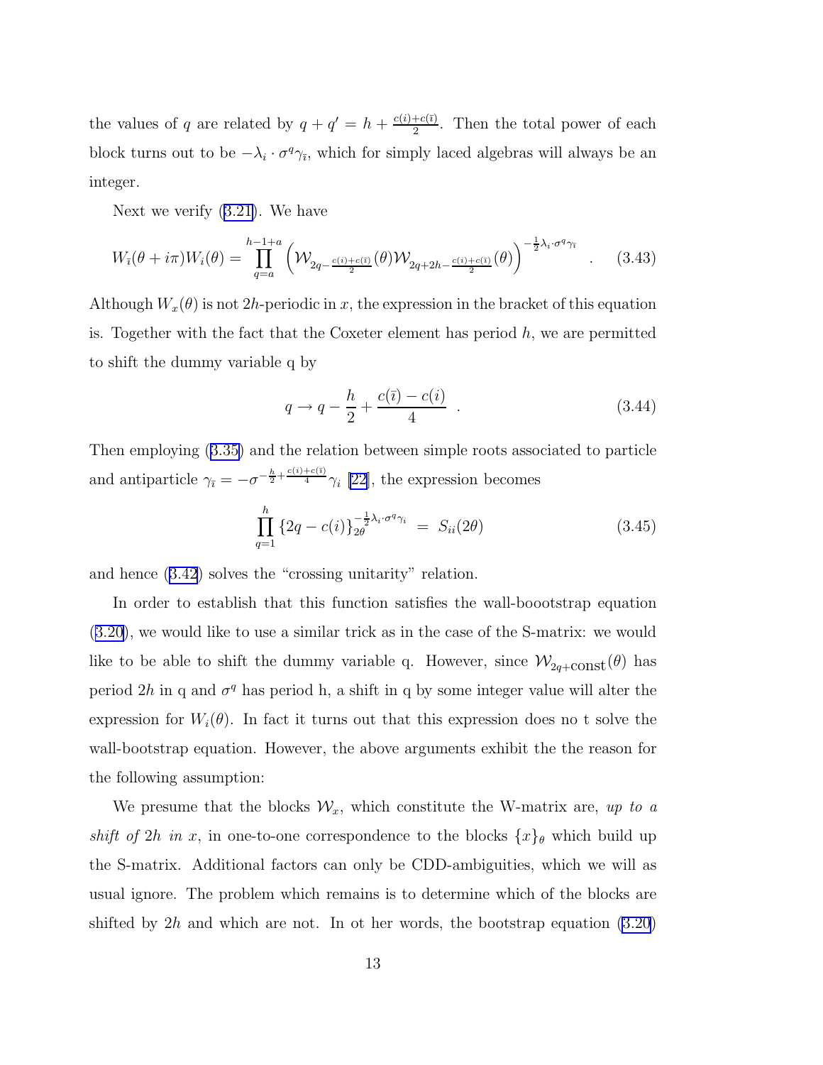the values of $q$ are related by $q + q' = h + \frac{c(i)+c(\bar{\imath})}{2}$. Then the total power of each block turns out to be $-\lambda_i \cdot \sigma^q \gamma_{\bar{\imath}}$, which for simply laced algebras will always be an integer.

Next we verify (3.21). We have

$$W_{\bar{\imath}}(\theta + i\pi) W_i(\theta) = \prod_{q=a}^{h-1+a} \left( \mathcal{W}_{2q - \frac{c(i)+c(\bar{\imath})}{2}}(\theta) \mathcal{W}_{2q+2h-\frac{c(i)+c(\bar{\imath})}{2}}(\theta) \right)^{-\frac{1}{2}\lambda_i \cdot \sigma^q \gamma_{\bar{\imath}}} \quad . \tag{3.43}$$

Although $W_x(\theta)$ is not $2h$-periodic in $x$, the expression in the bracket of this equation is. Together with the fact that the Coxeter element has period $h$, we are permitted to shift the dummy variable q by

$$q \to q - \frac{h}{2} + \frac{c(\bar{\imath}) - c(i)}{4} \quad . \tag{3.44}$$

Then employing (3.35) and the relation between simple roots associated to particle and antiparticle $\gamma_{\bar{\imath}} = -\sigma^{-\frac{h}{2}+\frac{c(i)+c(\bar{\imath})}{4}} \gamma_i$ [22], the expression becomes

$$\prod_{q=1}^{h} \{2q - c(i)\}_{2\theta}^{-\frac{1}{2}\lambda_i \cdot \sigma^q \gamma_i} \; = \; S_{ii}(2\theta) \tag{3.45}$$

and hence (3.42) solves the "crossing unitarity" relation.

In order to establish that this function satisfies the wall-booootstrap equation (3.20), we would like to use a similar trick as in the case of the S-matrix: we would like to be able to shift the dummy variable q. However, since $\mathcal{W}_{2q+\text{const}}(\theta)$ has period $2h$ in q and $\sigma^q$ has period h, a shift in q by some integer value will alter the expression for $W_i(\theta)$. In fact it turns out that this expression does no t solve the wall-bootstrap equation. However, the above arguments exhibit the the reason for the following assumption:

We presume that the blocks $\mathcal{W}_x$, which constitute the W-matrix are, *up to a shift of* $2h$ *in* $x$, in one-to-one correspondence to the blocks $\{x\}_\theta$ which build up the S-matrix. Additional factors can only be CDD-ambiguities, which we will as usual ignore. The problem which remains is to determine which of the blocks are shifted by $2h$ and which are not. In ot her words, the bootstrap equation (3.20)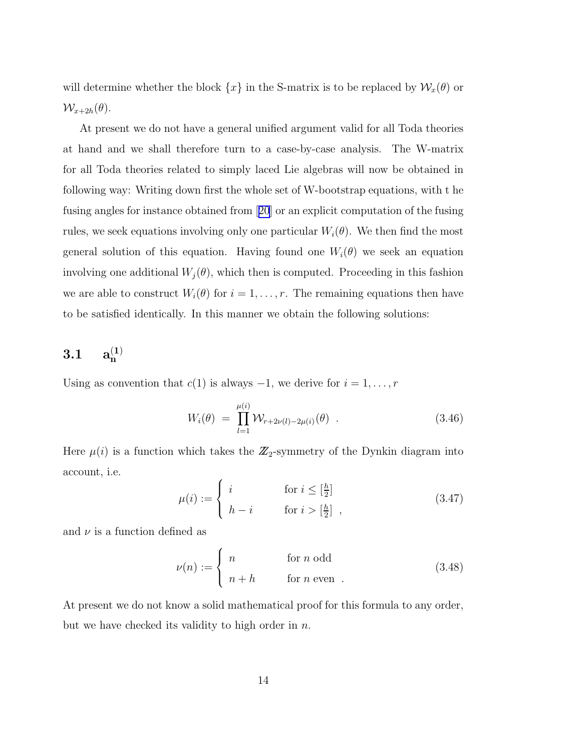will determine whether the block $\{x\}$ in the S-matrix is to be replaced by $\mathcal{W}_x(\theta)$ or $\mathcal{W}_{x+2h}(\theta)$.

At present we do not have a general unified argument valid for all Toda theories at hand and we shall therefore turn to a case-by-case analysis. The W-matrix for all Toda theories related to simply laced Lie algebras will now be obtained in following way: Writing down first the whole set of W-bootstrap equations, with t he fusing angles for instance obtained from [20] or an explicit computation of the fusing rules, we seek equations involving only one particular $W_i(\theta)$. We then find the most general solution of this equation. Having found one $W_i(\theta)$ we seek an equation involving one additional $W_j(\theta)$, which then is computed. Proceeding in this fashion we are able to construct $W_i(\theta)$ for $i = 1, \ldots, r$. The remaining equations then have to be satisfied identically. In this manner we obtain the following solutions:

### 3.1 $\mathbf{a_n^{(1)}}$

Using as convention that $c(1)$ is always $-1$, we derive for $i = 1, \ldots, r$

$$W_i(\theta) \; = \; \prod_{l=1}^{\mu(i)} \mathcal{W}_{r+2\nu(l)-2\mu(i)}(\theta) \;\; . \tag{3.46}$$

Here $\mu(i)$ is a function which takes the $\mathbb{Z}_2$-symmetry of the Dynkin diagram into account, i.e.

$$\mu(i) := \begin{cases} i & \text{for } i \leq [\frac{h}{2}] \\ h - i & \text{for } i > [\frac{h}{2}] \end{cases} \;\; , \tag{3.47}$$

and $\nu$ is a function defined as

$$\nu(n) := \begin{cases} n & \text{for } n \text{ odd} \\ n + h & \text{for } n \text{ even} \end{cases} \;\; . \tag{3.48}$$

At present we do not know a solid mathematical proof for this formula to any order, but we have checked its validity to high order in $n$.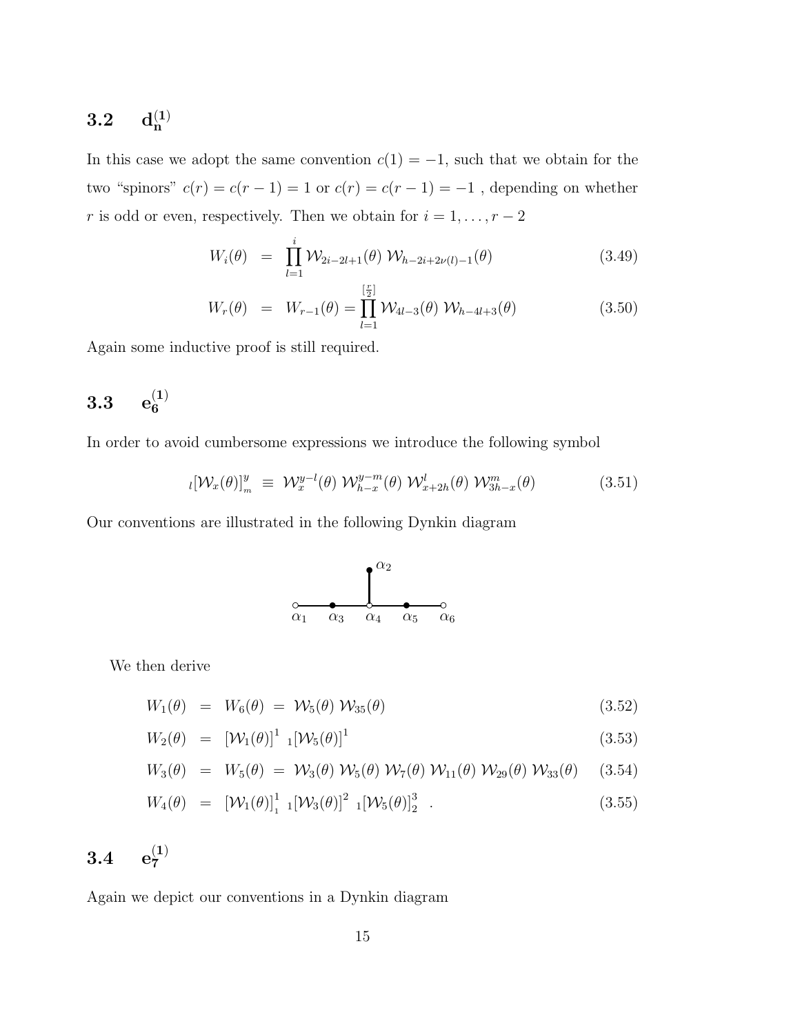### 3.2 $\mathbf{d_n^{(1)}}$

In this case we adopt the same convention $c(1) = -1$, such that we obtain for the two "spinors" $c(r) = c(r-1) = 1$ or $c(r) = c(r-1) = -1$ , depending on whether $r$ is odd or even, respectively. Then we obtain for $i = 1, \ldots, r-2$

$$
\begin{aligned}
W_i(\theta) &= \prod_{l=1}^{i} \mathcal{W}_{2i-2l+1}(\theta)\, \mathcal{W}_{h-2i+2\nu(l)-1}(\theta) && (3.49)\\
W_r(\theta) &= W_{r-1}(\theta) = \prod_{l=1}^{[\frac{r}{2}]} \mathcal{W}_{4l-3}(\theta)\, \mathcal{W}_{h-4l+3}(\theta) && (3.50)
\end{aligned}
$$

Again some inductive proof is still required.

### 3.3 $\mathbf{e_6^{(1)}}$

In order to avoid cumbersome expressions we introduce the following symbol

$$
{}_l[\mathcal{W}_x(\theta)]_m^y \;\equiv\; \mathcal{W}_x^{y-l}(\theta)\, \mathcal{W}_{h-x}^{y-m}(\theta)\, \mathcal{W}_{x+2h}^{l}(\theta)\, \mathcal{W}_{3h-x}^{m}(\theta) \qquad (3.51)
$$

Our conventions are illustrated in the following Dynkin diagram

$\alpha_1$ — $\alpha_3$ — $\alpha_4$ — $\alpha_5$ — $\alpha_6$, with $\alpha_2$ attached to $\alpha_4$

We then derive

$$
\begin{aligned}
W_1(\theta) &= W_6(\theta) \;=\; \mathcal{W}_5(\theta)\, \mathcal{W}_{35}(\theta) && (3.52)\\
W_2(\theta) &= [\mathcal{W}_1(\theta)]^1 \;\; {}_1[\mathcal{W}_5(\theta)]^1 && (3.53)\\
W_3(\theta) &= W_5(\theta) \;=\; \mathcal{W}_3(\theta)\, \mathcal{W}_5(\theta)\, \mathcal{W}_7(\theta)\, \mathcal{W}_{11}(\theta)\, \mathcal{W}_{29}(\theta)\, \mathcal{W}_{33}(\theta) && (3.54)\\
W_4(\theta) &= [\mathcal{W}_1(\theta)]_1^1 \;\; {}_1[\mathcal{W}_3(\theta)]^2 \;\; {}_1[\mathcal{W}_5(\theta)]_2^3 \;\; . && (3.55)
\end{aligned}
$$

### 3.4 $\mathbf{e_7^{(1)}}$

Again we depict our conventions in a Dynkin diagram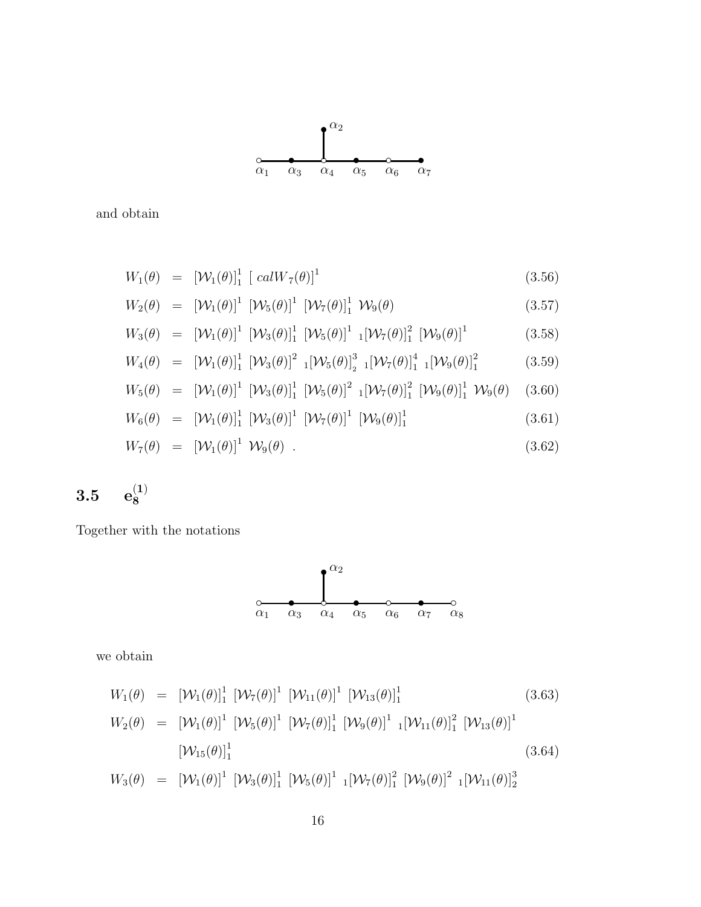and obtain

$$W_1(\theta) = [\mathcal{W}_1(\theta)]_1^1 \ [\ calW_7(\theta)]^1 \tag{3.56}$$

$$W_2(\theta) = [\mathcal{W}_1(\theta)]^1 \ [\mathcal{W}_5(\theta)]^1 \ [\mathcal{W}_7(\theta)]_1^1 \ \mathcal{W}_9(\theta) \tag{3.57}$$

$$W_3(\theta) = [\mathcal{W}_1(\theta)]^1 \ [\mathcal{W}_3(\theta)]_1^1 \ [\mathcal{W}_5(\theta)]^1 \ {}_1[\mathcal{W}_7(\theta)]_1^2 \ [\mathcal{W}_9(\theta)]^1 \tag{3.58}$$

$$W_4(\theta) = [\mathcal{W}_1(\theta)]_1^1 \ [\mathcal{W}_3(\theta)]^2 \ {}_1[\mathcal{W}_5(\theta)]_2^3 \ {}_1[\mathcal{W}_7(\theta)]_1^4 \ {}_1[\mathcal{W}_9(\theta)]_1^2 \tag{3.59}$$

$$W_5(\theta) = [\mathcal{W}_1(\theta)]^1 \ [\mathcal{W}_3(\theta)]_1^1 \ [\mathcal{W}_5(\theta)]^2 \ {}_1[\mathcal{W}_7(\theta)]_1^2 \ [\mathcal{W}_9(\theta)]_1^1 \ \mathcal{W}_9(\theta) \tag{3.60}$$

$$W_6(\theta) = [\mathcal{W}_1(\theta)]_1^1 \ [\mathcal{W}_3(\theta)]^1 \ [\mathcal{W}_7(\theta)]^1 \ [\mathcal{W}_9(\theta)]_1^1 \tag{3.61}$$

$$W_7(\theta) = [\mathcal{W}_1(\theta)]^1 \ \mathcal{W}_9(\theta) \ . \tag{3.62}$$

## 3.5 $\mathbf{e_8^{(1)}}$

Together with the notations

we obtain

$$W_1(\theta) = [\mathcal{W}_1(\theta)]_1^1 \ [\mathcal{W}_7(\theta)]^1 \ [\mathcal{W}_{11}(\theta)]^1 \ [\mathcal{W}_{13}(\theta)]_1^1 \tag{3.63}$$

$$W_2(\theta) = [\mathcal{W}_1(\theta)]^1 \ [\mathcal{W}_5(\theta)]^1 \ [\mathcal{W}_7(\theta)]_1^1 \ [\mathcal{W}_9(\theta)]^1 \ {}_1[\mathcal{W}_{11}(\theta)]_1^2 \ [\mathcal{W}_{13}(\theta)]^1 \ [\mathcal{W}_{15}(\theta)]_1^1 \tag{3.64}$$

$$W_3(\theta) = [\mathcal{W}_1(\theta)]^1 \ [\mathcal{W}_3(\theta)]_1^1 \ [\mathcal{W}_5(\theta)]^1 \ {}_1[\mathcal{W}_7(\theta)]_1^2 \ [\mathcal{W}_9(\theta)]^2 \ {}_1[\mathcal{W}_{11}(\theta)]_2^3$$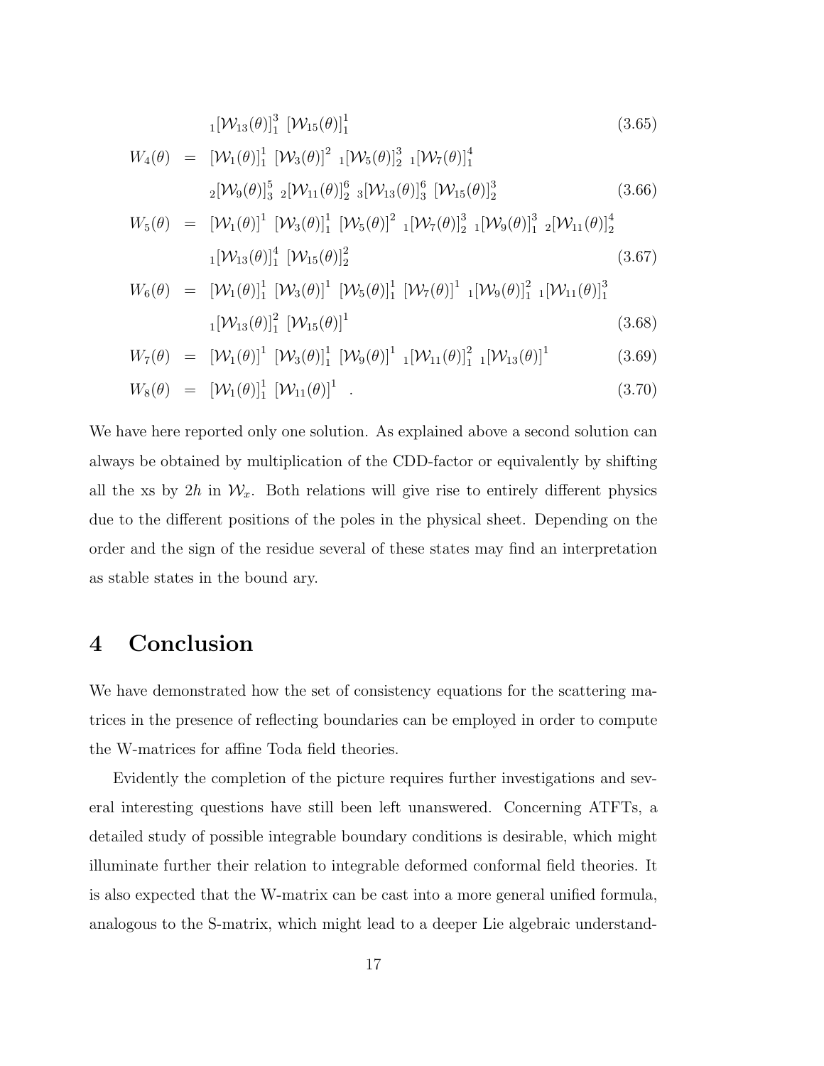$$
{}_1[\mathcal{W}_{13}(\theta)]_1^3 \; [\mathcal{W}_{15}(\theta)]_1^1 \tag{3.65}
$$

$$
\begin{aligned}
W_4(\theta) \;=\;& [\mathcal{W}_1(\theta)]_1^1 \; [\mathcal{W}_3(\theta)]^2 \; {}_1[\mathcal{W}_5(\theta)]_2^3 \; {}_1[\mathcal{W}_7(\theta)]_1^4 \\
& {}_2[\mathcal{W}_9(\theta)]_3^5 \; {}_2[\mathcal{W}_{11}(\theta)]_2^6 \; {}_3[\mathcal{W}_{13}(\theta)]_3^6 \; [\mathcal{W}_{15}(\theta)]_2^3
\end{aligned} \tag{3.66}
$$

$$
\begin{aligned}
W_5(\theta) \;=\;& [\mathcal{W}_1(\theta)]^1 \; [\mathcal{W}_3(\theta)]_1^1 \; [\mathcal{W}_5(\theta)]^2 \; {}_1[\mathcal{W}_7(\theta)]_2^3 \; {}_1[\mathcal{W}_9(\theta)]_1^3 \; {}_2[\mathcal{W}_{11}(\theta)]_2^4 \\
& {}_1[\mathcal{W}_{13}(\theta)]_1^4 \; [\mathcal{W}_{15}(\theta)]_2^2
\end{aligned} \tag{3.67}
$$

$$
\begin{aligned}
W_6(\theta) \;=\;& [\mathcal{W}_1(\theta)]_1^1 \; [\mathcal{W}_3(\theta)]^1 \; [\mathcal{W}_5(\theta)]_1^1 \; [\mathcal{W}_7(\theta)]^1 \; {}_1[\mathcal{W}_9(\theta)]_1^2 \; {}_1[\mathcal{W}_{11}(\theta)]_1^3 \\
& {}_1[\mathcal{W}_{13}(\theta)]_1^2 \; [\mathcal{W}_{15}(\theta)]^1
\end{aligned} \tag{3.68}
$$

$$
W_7(\theta) \;=\; [\mathcal{W}_1(\theta)]^1 \; [\mathcal{W}_3(\theta)]_1^1 \; [\mathcal{W}_9(\theta)]^1 \; {}_1[\mathcal{W}_{11}(\theta)]_1^2 \; {}_1[\mathcal{W}_{13}(\theta)]^1 \tag{3.69}
$$

$$
W_8(\theta) \;=\; [\mathcal{W}_1(\theta)]_1^1 \; [\mathcal{W}_{11}(\theta)]^1 \quad . \tag{3.70}
$$

We have here reported only one solution. As explained above a second solution can always be obtained by multiplication of the CDD-factor or equivalently by shifting all the xs by $2h$ in $\mathcal{W}_x$. Both relations will give rise to entirely different physics due to the different positions of the poles in the physical sheet. Depending on the order and the sign of the residue several of these states may find an interpretation as stable states in the bound ary.

# 4 Conclusion

We have demonstrated how the set of consistency equations for the scattering matrices in the presence of reflecting boundaries can be employed in order to compute the W-matrices for affine Toda field theories.

Evidently the completion of the picture requires further investigations and several interesting questions have still been left unanswered. Concerning ATFTs, a detailed study of possible integrable boundary conditions is desirable, which might illuminate further their relation to integrable deformed conformal field theories. It is also expected that the W-matrix can be cast into a more general unified formula, analogous to the S-matrix, which might lead to a deeper Lie algebraic understand-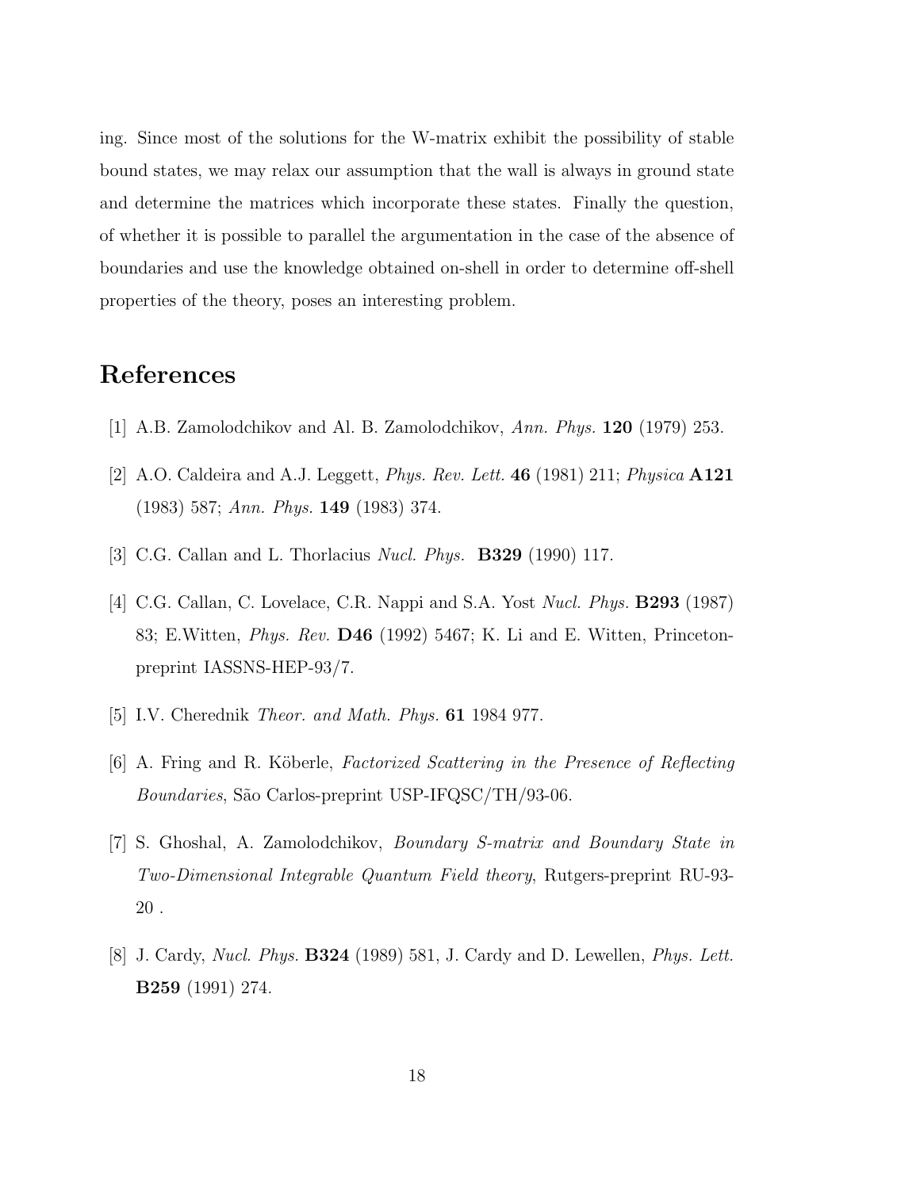ing. Since most of the solutions for the W-matrix exhibit the possibility of stable bound states, we may relax our assumption that the wall is always in ground state and determine the matrices which incorporate these states. Finally the question, of whether it is possible to parallel the argumentation in the case of the absence of boundaries and use the knowledge obtained on-shell in order to determine off-shell properties of the theory, poses an interesting problem.

# References

[1] A.B. Zamolodchikov and Al. B. Zamolodchikov, *Ann. Phys.* **120** (1979) 253.

[2] A.O. Caldeira and A.J. Leggett, *Phys. Rev. Lett.* **46** (1981) 211; *Physica* **A121** (1983) 587; *Ann. Phys.* **149** (1983) 374.

[3] C.G. Callan and L. Thorlacius *Nucl. Phys.* **B329** (1990) 117.

[4] C.G. Callan, C. Lovelace, C.R. Nappi and S.A. Yost *Nucl. Phys.* **B293** (1987) 83; E.Witten, *Phys. Rev.* **D46** (1992) 5467; K. Li and E. Witten, Princeton-preprint IASSNS-HEP-93/7.

[5] I.V. Cherednik *Theor. and Math. Phys.* **61** 1984 977.

[6] A. Fring and R. Köberle, *Factorized Scattering in the Presence of Reflecting Boundaries*, São Carlos-preprint USP-IFQSC/TH/93-06.

[7] S. Ghoshal, A. Zamolodchikov, *Boundary S-matrix and Boundary State in Two-Dimensional Integrable Quantum Field theory*, Rutgers-preprint RU-93-20 .

[8] J. Cardy, *Nucl. Phys.* **B324** (1989) 581, J. Cardy and D. Lewellen, *Phys. Lett.* **B259** (1991) 274.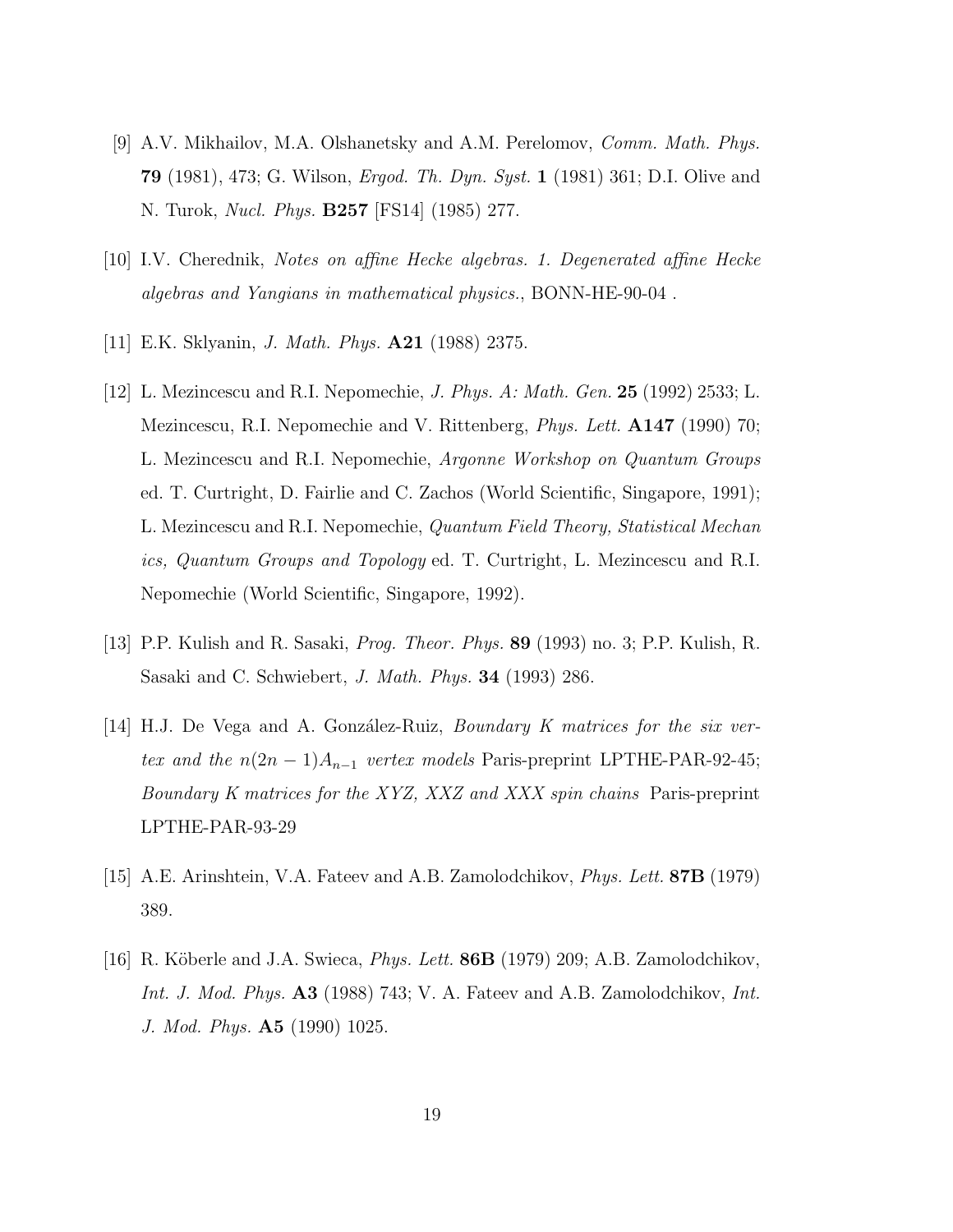[9] A.V. Mikhailov, M.A. Olshanetsky and A.M. Perelomov, *Comm. Math. Phys.* **79** (1981), 473; G. Wilson, *Ergod. Th. Dyn. Syst.* **1** (1981) 361; D.I. Olive and N. Turok, *Nucl. Phys.* **B257** [FS14] (1985) 277.

[10] I.V. Cherednik, *Notes on affine Hecke algebras. 1. Degenerated affine Hecke algebras and Yangians in mathematical physics.*, BONN-HE-90-04 .

[11] E.K. Sklyanin, *J. Math. Phys.* **A21** (1988) 2375.

[12] L. Mezincescu and R.I. Nepomechie, *J. Phys. A: Math. Gen.* **25** (1992) 2533; L. Mezincescu, R.I. Nepomechie and V. Rittenberg, *Phys. Lett.* **A147** (1990) 70; L. Mezincescu and R.I. Nepomechie, *Argonne Workshop on Quantum Groups* ed. T. Curtright, D. Fairlie and C. Zachos (World Scientific, Singapore, 1991); L. Mezincescu and R.I. Nepomechie, *Quantum Field Theory, Statistical Mechan ics, Quantum Groups and Topology* ed. T. Curtright, L. Mezincescu and R.I. Nepomechie (World Scientific, Singapore, 1992).

[13] P.P. Kulish and R. Sasaki, *Prog. Theor. Phys.* **89** (1993) no. 3; P.P. Kulish, R. Sasaki and C. Schwiebert, *J. Math. Phys.* **34** (1993) 286.

[14] H.J. De Vega and A. González-Ruiz, *Boundary K matrices for the six vertex and the $n(2n-1)A_{n-1}$ vertex models* Paris-preprint LPTHE-PAR-92-45; *Boundary K matrices for the XYZ, XXZ and XXX spin chains* Paris-preprint LPTHE-PAR-93-29

[15] A.E. Arinshtein, V.A. Fateev and A.B. Zamolodchikov, *Phys. Lett.* **87B** (1979) 389.

[16] R. Köberle and J.A. Swieca, *Phys. Lett.* **86B** (1979) 209; A.B. Zamolodchikov, *Int. J. Mod. Phys.* **A3** (1988) 743; V. A. Fateev and A.B. Zamolodchikov, *Int. J. Mod. Phys.* **A5** (1990) 1025.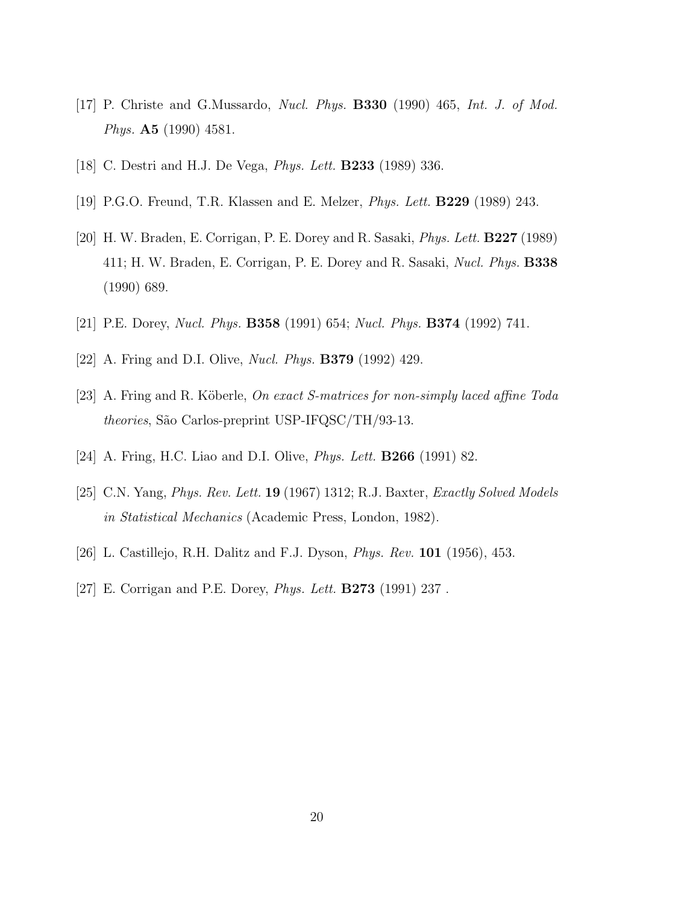[17] P. Christe and G.Mussardo, *Nucl. Phys.* **B330** (1990) 465, *Int. J. of Mod. Phys.* **A5** (1990) 4581.

[18] C. Destri and H.J. De Vega, *Phys. Lett.* **B233** (1989) 336.

[19] P.G.O. Freund, T.R. Klassen and E. Melzer, *Phys. Lett.* **B229** (1989) 243.

[20] H. W. Braden, E. Corrigan, P. E. Dorey and R. Sasaki, *Phys. Lett.* **B227** (1989) 411; H. W. Braden, E. Corrigan, P. E. Dorey and R. Sasaki, *Nucl. Phys.* **B338** (1990) 689.

[21] P.E. Dorey, *Nucl. Phys.* **B358** (1991) 654; *Nucl. Phys.* **B374** (1992) 741.

[22] A. Fring and D.I. Olive, *Nucl. Phys.* **B379** (1992) 429.

[23] A. Fring and R. Köberle, *On exact S-matrices for non-simply laced affine Toda theories*, São Carlos-preprint USP-IFQSC/TH/93-13.

[24] A. Fring, H.C. Liao and D.I. Olive, *Phys. Lett.* **B266** (1991) 82.

[25] C.N. Yang, *Phys. Rev. Lett.* **19** (1967) 1312; R.J. Baxter, *Exactly Solved Models in Statistical Mechanics* (Academic Press, London, 1982).

[26] L. Castillejo, R.H. Dalitz and F.J. Dyson, *Phys. Rev.* **101** (1956), 453.

[27] E. Corrigan and P.E. Dorey, *Phys. Lett.* **B273** (1991) 237 .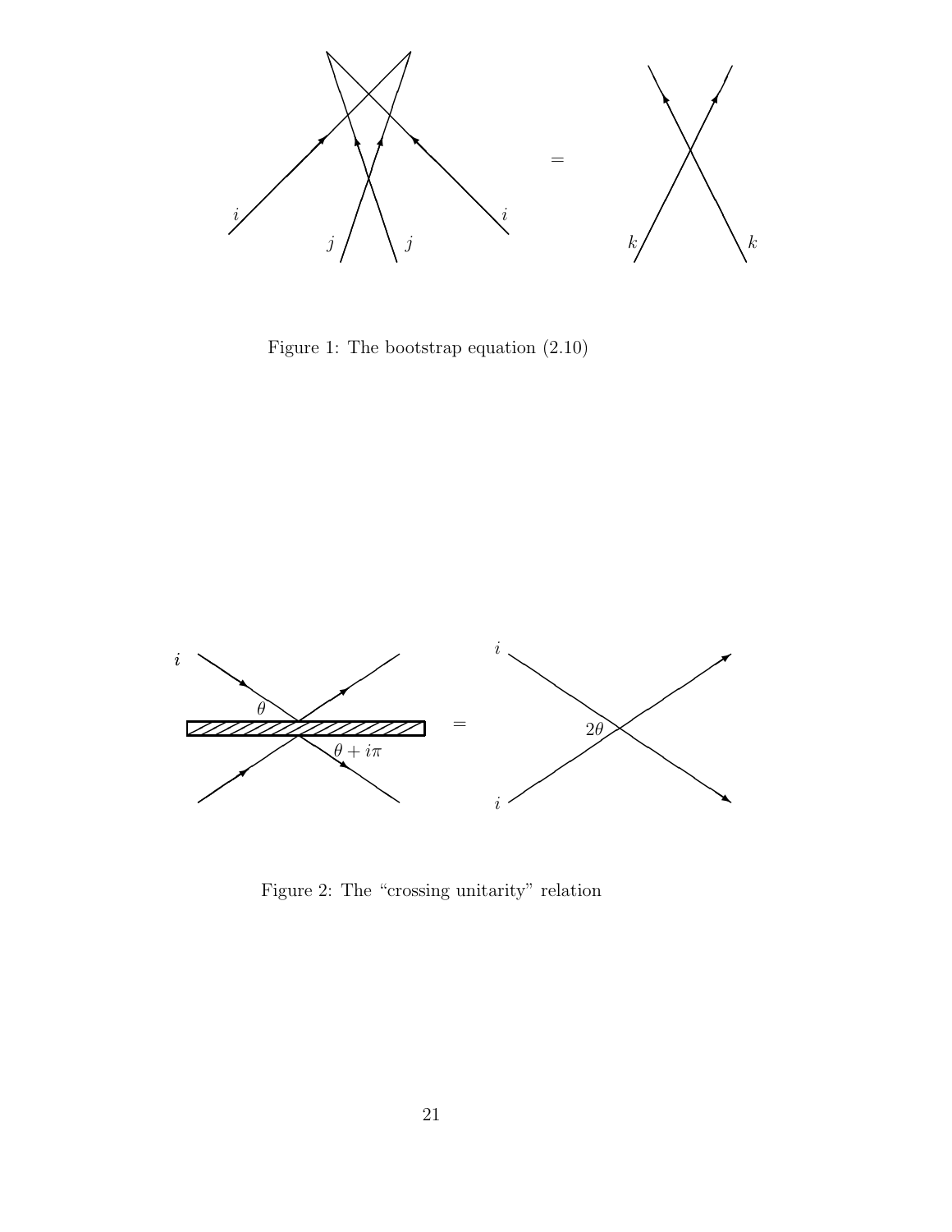Figure 1: The bootstrap equation (2.10)

Figure 2: The "crossing unitarity" relation